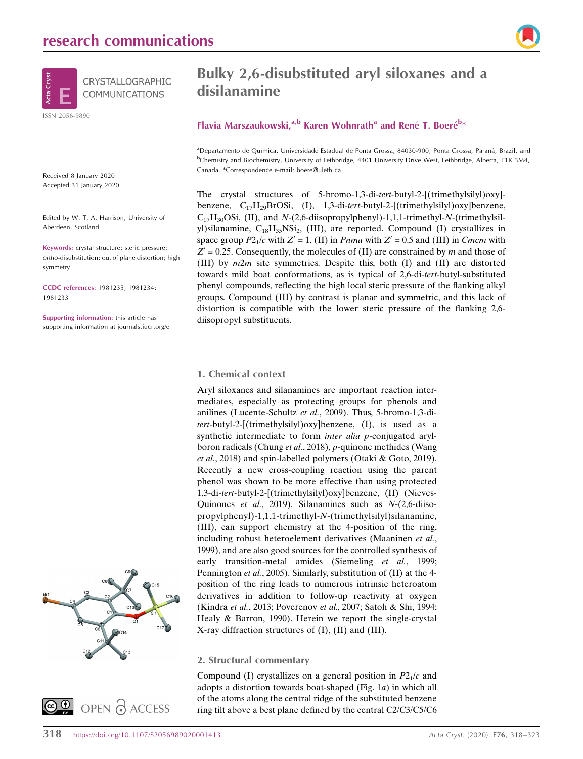# Bulky 2,6-disubstituted aryl siloxanes and a disilanamine

**Flavia Marszaukowski,[a,b] Karen Wohnrath[a] and René T. Boeré[b]***

[a]Departamento de Química, Universidade Estadual de Ponta Grossa, 84030-900, Ponta Grossa, Paraná, Brazil, and [b]Chemistry and Biochemistry, University of Lethbridge, 4401 University Drive West, Lethbridge, Alberta, T1K 3M4, Canada. *Correspondence e-mail: boere@uleth.ca

ISSN 2056-9890

Received 8 January 2020
Accepted 31 January 2020

Edited by W. T. A. Harrison, University of Aberdeen, Scotland

**Keywords:** crystal structure; steric pressure; *ortho*-disubstitution; out of plane distortion; high symmetry.

**CCDC references**: 1981235; 1981234; 1981233

**Supporting information**: this article has supporting information at journals.iucr.org/e

The crystal structures of 5-bromo-1,3-di-*tert*-butyl-2-[(trimethylsilyl)oxy]benzene, $C_{17}H_{29}BrOSi$, (I), 1,3-di-*tert*-butyl-2-[(trimethylsilyl)oxy]benzene, $C_{17}H_{30}OSi$, (II), and *N*-(2,6-diisopropylphenyl)-1,1,1-trimethyl-*N*-(trimethylsilyl)silanamine, $C_{18}H_{35}NSi_2$, (III), are reported. Compound (I) crystallizes in space group $P2_1/c$ with $Z' = 1$, (II) in *Pnma* with $Z' = 0.5$ and (III) in *Cmcm* with $Z' = 0.25$. Consequently, the molecules of (II) are constrained by *m* and those of (III) by *m*2*m* site symmetries. Despite this, both (I) and (II) are distorted towards mild boat conformations, as is typical of 2,6-di-*tert*-butyl-substituted phenyl compounds, reflecting the high local steric pressure of the flanking alkyl groups. Compound (III) by contrast is planar and symmetric, and this lack of distortion is compatible with the lower steric pressure of the flanking 2,6-diisopropyl substituents.

## 1. Chemical context

Aryl siloxanes and silanamines are important reaction intermediates, especially as protecting groups for phenols and anilines (Lucente-Schultz *et al.*, 2009). Thus, 5-bromo-1,3-di-*tert*-butyl-2-[(trimethylsilyl)oxy]benzene, (I), is used as a synthetic intermediate to form *inter alia* *p*-conjugated aryl-boron radicals (Chung *et al.*, 2018), *p*-quinone methides (Wang *et al.*, 2018) and spin-labelled polymers (Otaki & Goto, 2019). Recently a new cross-coupling reaction using the parent phenol was shown to be more effective than using protected 1,3-di-*tert*-butyl-2-[(trimethylsilyl)oxy]benzene, (II) (Nieves-Quinones *et al.*, 2019). Silanamines such as *N*-(2,6-diisopropylphenyl)-1,1,1-trimethyl-*N*-(trimethylsilyl)silanamine, (III), can support chemistry at the 4-position of the ring, including robust heteroelement derivatives (Maaninen *et al.*, 1999), and are also good sources for the controlled synthesis of early transition-metal amides (Siemeling *et al.*, 1999; Pennington *et al.*, 2005). Similarly, substitution of (II) at the 4-position of the ring leads to numerous intrinsic heteroatom derivatives in addition to follow-up reactivity at oxygen (Kindra *et al.*, 2013; Poverenov *et al.*, 2007; Satoh & Shi, 1994; Healy & Barron, 1990). Herein we report the single-crystal X-ray diffraction structures of (I), (II) and (III).

## 2. Structural commentary

Compound (I) crystallizes on a general position in $P2_1/c$ and adopts a distortion towards boat-shaped (Fig. 1*a*) in which all of the atoms along the central ridge of the substituted benzene ring tilt above a best plane defined by the central C2/C3/C5/C6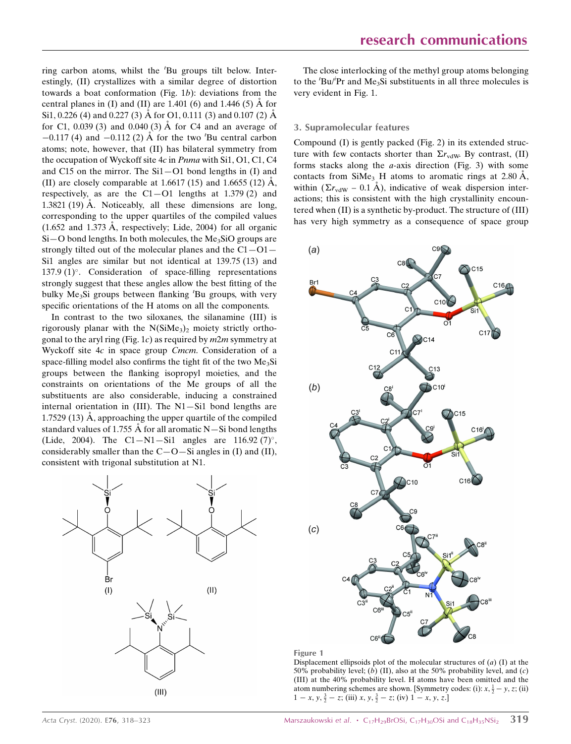ring carbon atoms, whilst the $^t$Bu groups tilt below. Interestingly, (II) crystallizes with a similar degree of distortion towards a boat conformation (Fig. 1*b*): deviations from the central planes in (I) and (II) are 1.401 (6) and 1.446 (5) Å for Si1, 0.226 (4) and 0.227 (3) Å for O1, 0.111 (3) and 0.107 (2) Å for C1, 0.039 (3) and 0.040 (3) Å for C4 and an average of −0.117 (4) and −0.112 (2) Å for the two $^t$Bu central carbon atoms; note, however, that (II) has bilateral symmetry from the occupation of Wyckoff site 4*c* in *Pnma* with Si1, O1, C1, C4 and C15 on the mirror. The Si1—O1 bond lengths in (I) and (II) are closely comparable at 1.6617 (15) and 1.6655 (12) Å, respectively, as are the C1—O1 lengths at 1.379 (2) and 1.3821 (19) Å. Noticeably, all these dimensions are long, corresponding to the upper quartiles of the compiled values (1.652 and 1.373 Å, respectively; Lide, 2004) for all organic Si—O bond lengths. In both molecules, the $Me_3SiO$ groups are strongly tilted out of the molecular planes and the C1—O1—Si1 angles are similar but not identical at 139.75 (13) and 137.9 (1)°. Consideration of space-filling representations strongly suggest that these angles allow the best fitting of the bulky $Me_3Si$ groups between flanking $^t$Bu groups, with very specific orientations of the H atoms on all the components.

In contrast to the two siloxanes, the silanamine (III) is rigorously planar with the $N(SiMe_3)_2$ moiety strictly orthogonal to the aryl ring (Fig. 1*c*) as required by *m*2*m* symmetry at Wyckoff site 4*c* in space group *Cmcm*. Consideration of a space-filling model also confirms the tight fit of the two $Me_3Si$ groups between the flanking isopropyl moieties, and the constraints on orientations of the Me groups of all the substituents are also considerable, inducing a constrained internal orientation in (III). The N1—Si1 bond lengths are 1.7529 (13) Å, approaching the upper quartile of the compiled standard values of 1.755 Å for all aromatic N—Si bond lengths (Lide, 2004). The C1—N1—Si1 angles are 116.92 (7)°, considerably smaller than the C—O—Si angles in (I) and (II), consistent with trigonal substitution at N1.

The close interlocking of the methyl group atoms belonging to the $^t$Bu/$^i$Pr and $Me_3Si$ substituents in all three molecules is very evident in Fig. 1.

## 3. Supramolecular features

Compound (I) is gently packed (Fig. 2) in its extended structure with few contacts shorter than $\Sigma r_{vdW}$. By contrast, (II) forms stacks along the *a*-axis direction (Fig. 3) with some contacts from $SiMe_3$ H atoms to aromatic rings at 2.80 Å, within ($\Sigma r_{vdW}$ − 0.1 Å), indicative of weak dispersion interactions; this is consistent with the high crystallinity encountered when (II) is a synthetic by-product. The structure of (III) has very high symmetry as a consequence of space group

(I)

(II)

(III)

**Figure 1**
Displacement ellipsoids plot of the molecular structures of (*a*) (I) at the 50% probability level; (*b*) (II), also at the 50% probability level, and (*c*) (III) at the 40% probability level. H atoms have been omitted and the atom numbering schemes are shown. [Symmetry codes: (i): $x, \frac{1}{2} - y, z$; (ii) $1 - x, y, \frac{3}{2} - z$; (iii) $x, y, \frac{3}{2} - z$; (iv) $1 - x, y, z$.]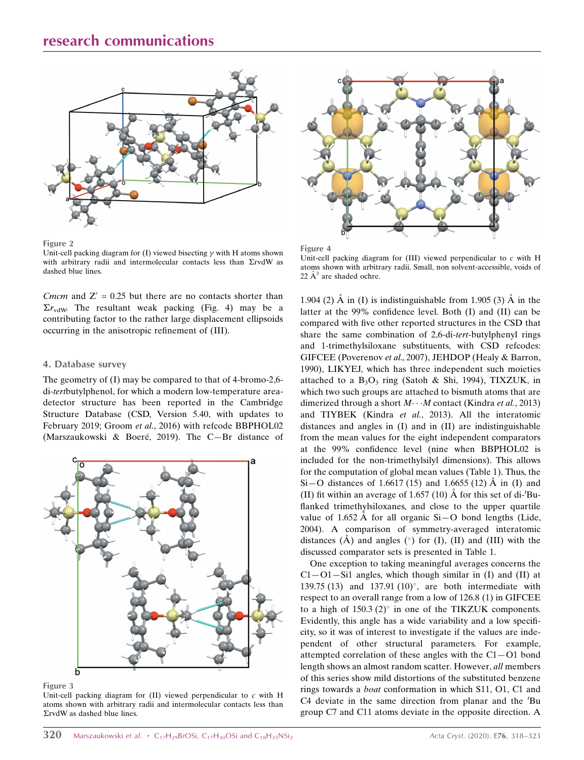Figure 2
Unit-cell packing diagram for (I) viewed bisecting $\gamma$ with H atoms shown with arbitrary radii and intermolecular contacts less than $\Sigma$rvdW as dashed blue lines.

*Cmcm* and Z′ = 0.25 but there are no contacts shorter than $\Sigma r_{vdW}$. The resultant weak packing (Fig. 4) may be a contributing factor to the rather large displacement ellipsoids occurring in the anisotropic refinement of (III).

## 4. Database survey

The geometry of (I) may be compared to that of 4-bromo-2,6-di-*tert*butylphenol, for which a modern low-temperature area-detector structure has been reported in the Cambridge Structure Database (CSD, Version 5.40, with updates to February 2019; Groom *et al.*, 2016) with refcode BBPHOL02 (Marszaukowski & Boeré, 2019). The C—Br distance of 1.904 (2) Å in (I) is indistinguishable from 1.905 (3) Å in the latter at the 99% confidence level. Both (I) and (II) can be compared with five other reported structures in the CSD that share the same combination of 2,6-di-*tert*-butylphenyl rings and 1-trimethylsiloxane substituents, with CSD refcodes: GIFCEE (Poverenov *et al.*, 2007), JEHDOP (Healy & Barron, 1990), LIKYEJ, which has three independent such moieties attached to a $B_3O_3$ ring (Satoh & Shi, 1994), TIXZUK, in which two such groups are attached to bismuth atoms that are dimerized through a short $M\cdots M$ contact (Kindra *et al.*, 2013) and TIYBEK (Kindra *et al.*, 2013). All the interatomic distances and angles in (I) and in (II) are indistinguishable from the mean values for the eight independent comparators at the 99% confidence level (nine when BBPHOL02 is included for the non-trimethylsilyl dimensions). This allows for the computation of global mean values (Table 1). Thus, the Si—O distances of 1.6617 (15) and 1.6655 (12) Å in (I) and (II) fit within an average of 1.657 (10) Å for this set of di-$^t$Bu-flanked trimethylsiloxanes, and close to the upper quartile value of 1.652 Å for all organic Si—O bond lengths (Lide, 2004). A comparison of symmetry-averaged interatomic distances (Å) and angles (°) for (I), (II) and (III) with the discussed comparator sets is presented in Table 1.

Figure 3
Unit-cell packing diagram for (II) viewed perpendicular to *c* with H atoms shown with arbitrary radii and intermolecular contacts less than $\Sigma$rvdW as dashed blue lines.

Figure 4
Unit-cell packing diagram for (III) viewed perpendicular to *c* with H atoms shown with arbitrary radii. Small, non solvent-accessible, voids of 22 $Å^3$ are shaded ochre.

One exception to taking meaningful averages concerns the C1—O1—Si1 angles, which though similar in (I) and (II) at 139.75 (13) and 137.91 (10)°, are both intermediate with respect to an overall range from a low of 126.8 (1) in GIFCEE to a high of 150.3 (2)° in one of the TIKZUK components. Evidently, this angle has a wide variability and a low specificity, so it was of interest to investigate if the values are independent of other structural parameters. For example, attempted correlation of these angles with the C1—O1 bond length shows an almost random scatter. However, *all* members of this series show mild distortions of the substituted benzene rings towards a *boat* conformation in which S11, O1, C1 and C4 deviate in the same direction from planar and the $^t$Bu group C7 and C11 atoms deviate in the opposite direction. A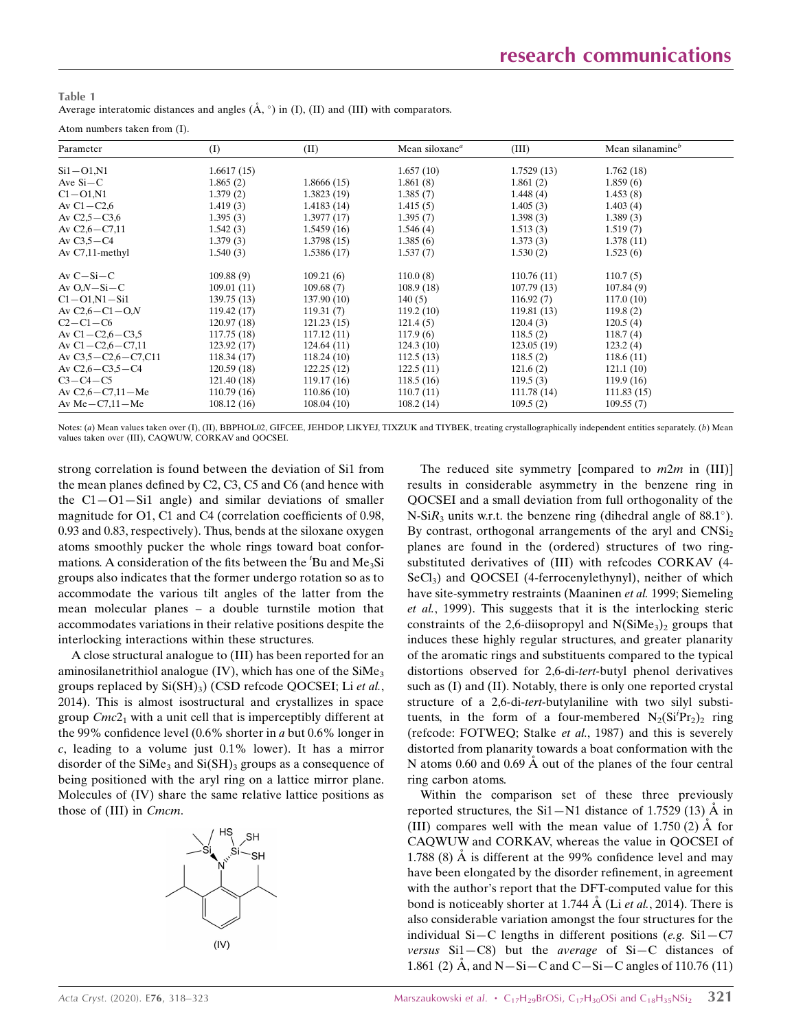**Table 1**
Average interatomic distances and angles (Å, °) in (I), (II) and (III) with comparators.

Atom numbers taken from (I).

| Parameter | (I) | (II) | Mean siloxane[a] | (III) | Mean silanamine[b] |
|---|---|---|---|---|---|
| Si1—O1,N1 | 1.6617 (15) | | 1.657 (10) | 1.7529 (13) | 1.762 (18) |
| Ave Si—C | 1.865 (2) | 1.8666 (15) | 1.861 (8) | 1.861 (2) | 1.859 (6) |
| C1—O1,N1 | 1.379 (2) | 1.3823 (19) | 1.385 (7) | 1.448 (4) | 1.453 (8) |
| Av C1—C2,6 | 1.419 (3) | 1.4183 (14) | 1.415 (5) | 1.405 (3) | 1.403 (4) |
| Av C2,5—C3,6 | 1.395 (3) | 1.3977 (17) | 1.395 (7) | 1.398 (3) | 1.389 (3) |
| Av C2,6—C7,11 | 1.542 (3) | 1.5459 (16) | 1.546 (4) | 1.513 (3) | 1.519 (7) |
| Av C3,5—C4 | 1.379 (3) | 1.3798 (15) | 1.385 (6) | 1.373 (3) | 1.378 (11) |
| Av C7,11-methyl | 1.540 (3) | 1.5386 (17) | 1.537 (7) | 1.530 (2) | 1.523 (6) |
| Av C—Si—C | 109.88 (9) | 109.21 (6) | 110.0 (8) | 110.76 (11) | 110.7 (5) |
| Av O,N—Si—C | 109.01 (11) | 109.68 (7) | 108.9 (18) | 107.79 (13) | 107.84 (9) |
| C1—O1,N1—Si1 | 139.75 (13) | 137.90 (10) | 140 (5) | 116.92 (7) | 117.0 (10) |
| Av C2,6—C1—O,N | 119.42 (17) | 119.31 (7) | 119.2 (10) | 119.81 (13) | 119.8 (2) |
| C2—C1—C6 | 120.97 (18) | 121.23 (15) | 121.4 (5) | 120.4 (3) | 120.5 (4) |
| Av C1—C2,6—C3,5 | 117.75 (18) | 117.12 (11) | 117.9 (6) | 118.5 (2) | 118.7 (4) |
| Av C1—C2,6—C7,11 | 123.92 (17) | 124.64 (11) | 124.3 (10) | 123.05 (19) | 123.2 (4) |
| Av C3,5—C2,6—C7,C11 | 118.34 (17) | 118.24 (10) | 112.5 (13) | 118.5 (2) | 118.6 (11) |
| Av C2,6—C3,5—C4 | 120.59 (18) | 122.25 (12) | 122.5 (11) | 121.6 (2) | 121.1 (10) |
| C3—C4—C5 | 121.40 (18) | 119.17 (16) | 118.5 (16) | 119.5 (3) | 119.9 (16) |
| Av C2,6—C7,11—Me | 110.79 (16) | 110.86 (10) | 110.7 (11) | 111.78 (14) | 111.83 (15) |
| Av Me—C7,11—Me | 108.12 (16) | 108.04 (10) | 108.2 (14) | 109.5 (2) | 109.55 (7) |

Notes: (a) Mean values taken over (I), (II), BBPHOL02, GIFCEE, JEHDOP, LIKYEJ, TIXZUK and TIYBEK, treating crystallographically independent entities separately. (b) Mean values taken over (III), CAQWUW, CORKAV and QOCSEI.

strong correlation is found between the deviation of Si1 from the mean planes defined by C2, C3, C5 and C6 (and hence with the C1—O1—Si1 angle) and similar deviations of smaller magnitude for O1, C1 and C4 (correlation coefficients of 0.98, 0.93 and 0.83, respectively). Thus, bends at the siloxane oxygen atoms smoothly pucker the whole rings toward boat conformations. A consideration of the fits between the $^t$Bu and $Me_3Si$ groups also indicates that the former undergo rotation so as to accommodate the various tilt angles of the latter from the mean molecular planes – a double turnstile motion that accommodates variations in their relative positions despite the interlocking interactions within these structures.

A close structural analogue to (III) has been reported for an aminosilanetrithiol analogue (IV), which has one of the $SiMe_3$ groups replaced by $Si(SH)_3$ (CSD refcode QOCSEI; Li *et al.*, 2014). This is almost isostructural and crystallizes in space group $Cmc2_1$ with a unit cell that is imperceptibly different at the 99% confidence level (0.6% shorter in *a* but 0.6% longer in *c*, leading to a volume just 0.1% lower). It has a mirror disorder of the $SiMe_3$ and $Si(SH)_3$ groups as a consequence of being positioned with the aryl ring on a lattice mirror plane. Molecules of (IV) share the same relative lattice positions as those of (III) in *Cmcm*.

(IV)

The reduced site symmetry [compared to *m*2*m* in (III)] results in considerable asymmetry in the benzene ring in QOCSEI and a small deviation from full orthogonality of the N-Si$R_3$ units w.r.t. the benzene ring (dihedral angle of 88.1°). By contrast, orthogonal arrangements of the aryl and $CNSi_2$ planes are found in the (ordered) structures of two ring-substituted derivatives of (III) with refcodes CORKAV (4-$SeCl_3$) and QOCSEI (4-ferrocenylethynyl), neither of which have site-symmetry restraints (Maaninen *et al.* 1999; Siemeling *et al.*, 1999). This suggests that it is the interlocking steric constraints of the 2,6-diisopropyl and $N(SiMe_3)_2$ groups that induces these highly regular structures, and greater planarity of the aromatic rings and substituents compared to the typical distortions observed for 2,6-di-*tert*-butyl phenol derivatives such as (I) and (II). Notably, there is only one reported crystal structure of a 2,6-di-*tert*-butylaniline with two silyl substituents, in the form of a four-membered $N_2(Si^iPr_2)_2$ ring (refcode: FOTWEQ; Stalke *et al.*, 1987) and this is severely distorted from planarity towards a boat conformation with the N atoms 0.60 and 0.69 Å out of the planes of the four central ring carbon atoms.

Within the comparison set of these three previously reported structures, the Si1—N1 distance of 1.7529 (13) Å in (III) compares well with the mean value of 1.750 (2) Å for CAQWUW and CORKAV, whereas the value in QOCSEI of 1.788 (8) Å is different at the 99% confidence level and may have been elongated by the disorder refinement, in agreement with the author's report that the DFT-computed value for this bond is noticeably shorter at 1.744 Å (Li *et al.*, 2014). There is also considerable variation amongst the four structures for the individual Si—C lengths in different positions (*e.g.* Si1—C7 *versus* Si1—C8) but the *average* of Si—C distances of 1.861 (2) Å, and N—Si—C and C—Si—C angles of 110.76 (11)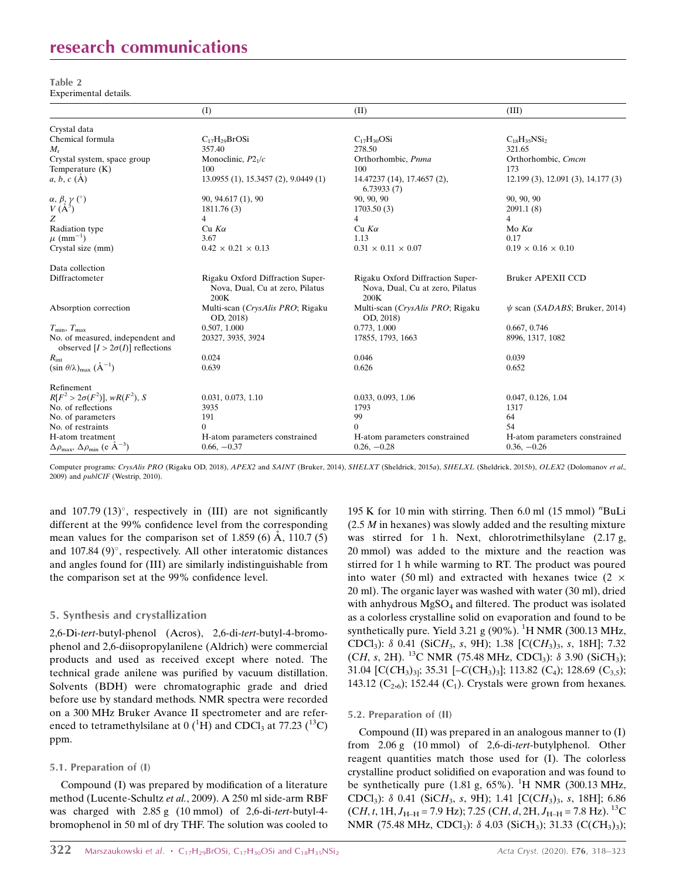**Table 2**
Experimental details.

| | (I) | (II) | (III) |
|---|---|---|---|
| Crystal data | | | |
| Chemical formula | $C_{17}H_{29}BrOSi$ | $C_{17}H_{30}OSi$ | $C_{18}H_{35}NSi_2$ |
| $M_r$ | 357.40 | 278.50 | 321.65 |
| Crystal system, space group | Monoclinic, $P2_1/c$ | Orthorhombic, *Pnma* | Orthorhombic, *Cmcm* |
| Temperature (K) | 100 | 100 | 173 |
| *a*, *b*, *c* (Å) | 13.0955 (1), 15.3457 (2), 9.0449 (1) | 14.47237 (14), 17.4657 (2), 6.73933 (7) | 12.199 (3), 12.091 (3), 14.177 (3) |
| $\alpha$, $\beta$, $\gamma$ (°) | 90, 94.617 (1), 90 | 90, 90, 90 | 90, 90, 90 |
| *V* ($Å^3$) | 1811.76 (3) | 1703.50 (3) | 2091.1 (8) |
| *Z* | 4 | 4 | 4 |
| Radiation type | Cu *K*α | Cu *K*α | Mo *K*α |
| $\mu$ ($mm^{-1}$) | 3.67 | 1.13 | 0.17 |
| Crystal size (mm) | 0.42 × 0.21 × 0.13 | 0.31 × 0.11 × 0.07 | 0.19 × 0.16 × 0.10 |
| Data collection | | | |
| Diffractometer | Rigaku Oxford Diffraction Super-Nova, Dual, Cu at zero, Pilatus 200K | Rigaku Oxford Diffraction Super-Nova, Dual, Cu at zero, Pilatus 200K | Bruker APEXII CCD |
| Absorption correction | Multi-scan (*CrysAlis PRO*; Rigaku OD, 2018) | Multi-scan (*CrysAlis PRO*; Rigaku OD, 2018) | $\psi$ scan (*SADABS*; Bruker, 2014) |
| $T_{min}$, $T_{max}$ | 0.507, 1.000 | 0.773, 1.000 | 0.667, 0.746 |
| No. of measured, independent and observed [$I > 2\sigma(I)$] reflections | 20327, 3935, 3924 | 17855, 1793, 1663 | 8996, 1317, 1082 |
| $R_{int}$ | 0.024 | 0.046 | 0.039 |
| $(\sin \theta/\lambda)_{max}$ ($Å^{-1}$) | 0.639 | 0.626 | 0.652 |
| Refinement | | | |
| $R[F^2 > 2\sigma(F^2)]$, $wR(F^2)$, *S* | 0.031, 0.073, 1.10 | 0.033, 0.093, 1.06 | 0.047, 0.126, 1.04 |
| No. of reflections | 3935 | 1793 | 1317 |
| No. of parameters | 191 | 99 | 64 |
| No. of restraints | 0 | 0 | 54 |
| H-atom treatment | H-atom parameters constrained | H-atom parameters constrained | H-atom parameters constrained |
| $\Delta\rho_{max}$, $\Delta\rho_{min}$ (e $Å^{-3}$) | 0.66, −0.37 | 0.26, −0.28 | 0.36, −0.26 |

Computer programs: *CrysAlis PRO* (Rigaku OD, 2018), *APEX2* and *SAINT* (Bruker, 2014), *SHELXT* (Sheldrick, 2015*a*), *SHELXL* (Sheldrick, 2015*b*), *OLEX2* (Dolomanov *et al.*, 2009) and *publCIF* (Westrip, 2010).

and 107.79 (13)°, respectively in (III) are not significantly different at the 99% confidence level from the corresponding mean values for the comparison set of 1.859 (6) Å, 110.7 (5) and 107.84 (9)°, respectively. All other interatomic distances and angles found for (III) are similarly indistinguishable from the comparison set at the 99% confidence level.

## 5. Synthesis and crystallization

2,6-Di-*tert*-butyl-phenol (Acros), 2,6-di-*tert*-butyl-4-bromophenol and 2,6-diisopropylanilene (Aldrich) were commercial products and used as received except where noted. The technical grade anilene was purified by vacuum distillation. Solvents (BDH) were chromatographic grade and dried before use by standard methods. NMR spectra were recorded on a 300 MHz Bruker Avance II spectrometer and are referenced to tetramethylsilane at 0 ($^1$H) and $CDCl_3$ at 77.23 ($^{13}$C) ppm.

### 5.1. Preparation of (I)

Compound (I) was prepared by modification of a literature method (Lucente-Schultz *et al.*, 2009). A 250 ml side-arm RBF was charged with 2.85 g (10 mmol) of 2,6-di-*tert*-butyl-4-bromophenol in 50 ml of dry THF. The solution was cooled to 195 K for 10 min with stirring. Then 6.0 ml (15 mmol) $^n$BuLi (2.5 *M* in hexanes) was slowly added and the resulting mixture was stirred for 1 h. Next, chlorotrimethilsylane (2.17 g, 20 mmol) was added to the mixture and the reaction was stirred for 1 h while warming to RT. The product was poured into water (50 ml) and extracted with hexanes twice (2 × 20 ml). The organic layer was washed with water (30 ml), dried with anhydrous $MgSO_4$ and filtered. The product was isolated as a colorless crystalline solid on evaporation and found to be synthetically pure. Yield 3.21 g (90%). $^1$H NMR (300.13 MHz, $CDCl_3$): $\delta$ 0.41 (Si$CH_3$, *s*, 9H); 1.38 [C($CH_3$)$_3$, *s*, 18H]; 7.32 (C*H*, *s*, 2H). $^{13}$C NMR (75.48 MHz, $CDCl_3$): $\delta$ 3.90 (Si$CH_3$); 31.04 [C($CH_3$)$_3$]; 35.31 [–*C*($CH_3$)$_3$]; 113.82 ($C_4$); 128.69 ($C_{3,5}$); 143.12 ($C_{2,6}$); 152.44 ($C_1$). Crystals were grown from hexanes.

### 5.2. Preparation of (II)

Compound (II) was prepared in an analogous manner to (I) from 2.06 g (10 mmol) of 2,6-di-*tert*-butylphenol. Other reagent quantities match those used for (I). The colorless crystalline product solidified on evaporation and was found to be synthetically pure (1.81 g, 65%). $^1$H NMR (300.13 MHz, $CDCl_3$): $\delta$ 0.41 (Si$CH_3$, *s*, 9H); 1.41 [C($CH_3$)$_3$, *s*, 18H]; 6.86 (C*H*, *t*, 1H, $J_{H–H}$ = 7.9 Hz); 7.25 (C*H*, *d*, 2H, $J_{H–H}$ = 7.8 Hz). $^{13}$C NMR (75.48 MHz, $CDCl_3$): $\delta$ 4.03 (Si$CH_3$); 31.33 (C($CH_3$)$_3$);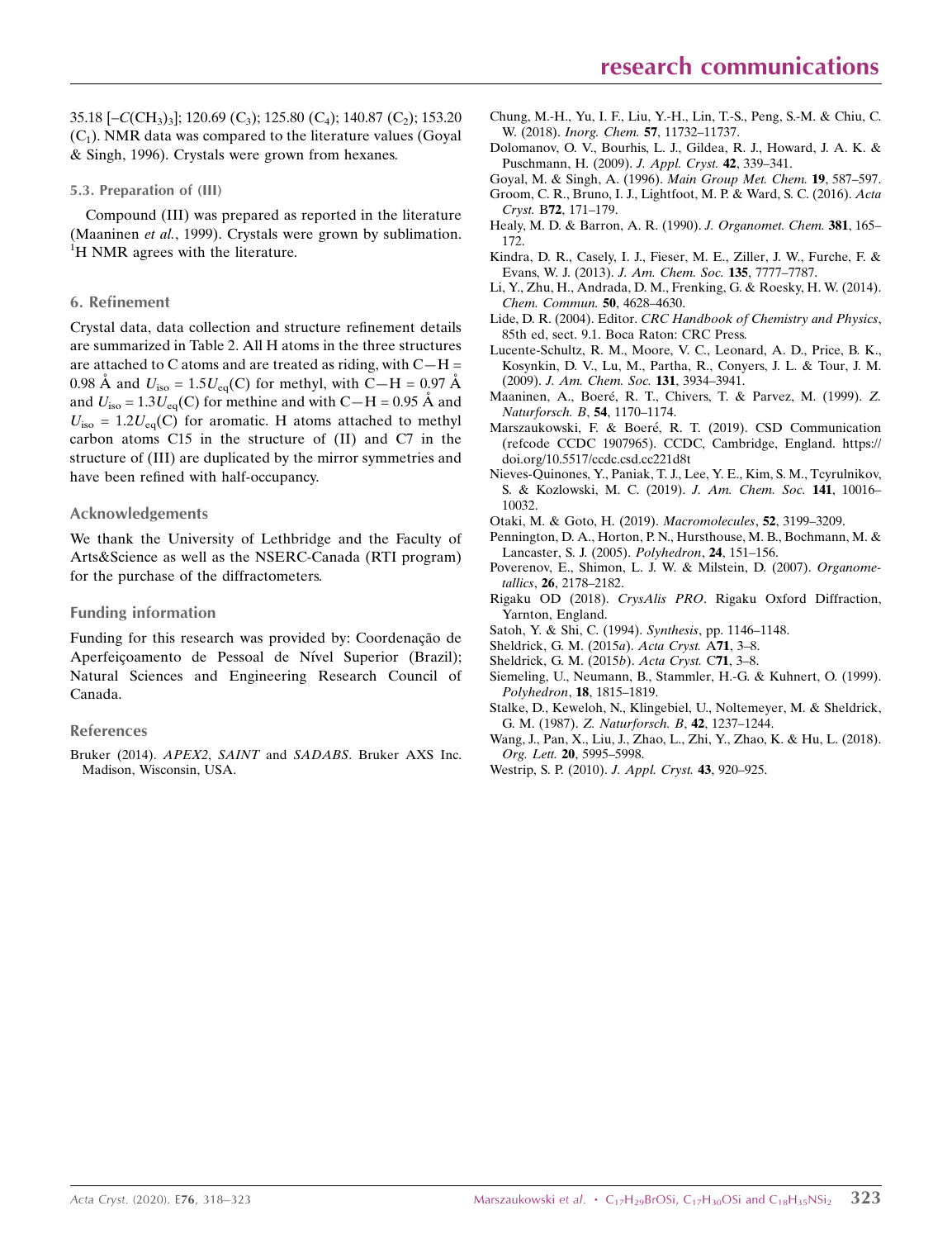35.18 [–$C(CH_3)_3$]; 120.69 ($C_3$); 125.80 ($C_4$); 140.87 ($C_2$); 153.20 ($C_1$). NMR data was compared to the literature values (Goyal & Singh, 1996). Crystals were grown from hexanes.

### 5.3. Preparation of (III)

Compound (III) was prepared as reported in the literature (Maaninen *et al.*, 1999). Crystals were grown by sublimation. $^{1}$H NMR agrees with the literature.

## 6. Refinement

Crystal data, data collection and structure refinement details are summarized in Table 2. All H atoms in the three structures are attached to C atoms and are treated as riding, with C—H = 0.98 Å and $U_{iso}$ = 1.5$U_{eq}$(C) for methyl, with C—H = 0.97 Å and $U_{iso}$ = 1.3$U_{eq}$(C) for methine and with C—H = 0.95 Å and $U_{iso}$ = 1.2$U_{eq}$(C) for aromatic. H atoms attached to methyl carbon atoms C15 in the structure of (II) and C7 in the structure of (III) are duplicated by the mirror symmetries and have been refined with half-occupancy.

## Acknowledgements

We thank the University of Lethbridge and the Faculty of Arts&Science as well as the NSERC-Canada (RTI program) for the purchase of the diffractometers.

## Funding information

Funding for this research was provided by: Coordenação de Aperfeiçoamento de Pessoal de Nível Superior (Brazil); Natural Sciences and Engineering Research Council of Canada.

## References

Bruker (2014). *APEX2*, *SAINT* and *SADABS*. Bruker AXS Inc. Madison, Wisconsin, USA.

Chung, M.-H., Yu, I. F., Liu, Y.-H., Lin, T.-S., Peng, S.-M. & Chiu, C. W. (2018). *Inorg. Chem.* **57**, 11732–11737.

Dolomanov, O. V., Bourhis, L. J., Gildea, R. J., Howard, J. A. K. & Puschmann, H. (2009). *J. Appl. Cryst.* **42**, 339–341.

Goyal, M. & Singh, A. (1996). *Main Group Met. Chem.* **19**, 587–597.

Groom, C. R., Bruno, I. J., Lightfoot, M. P. & Ward, S. C. (2016). *Acta Cryst.* B**72**, 171–179.

Healy, M. D. & Barron, A. R. (1990). *J. Organomet. Chem.* **381**, 165–172.

Kindra, D. R., Casely, I. J., Fieser, M. E., Ziller, J. W., Furche, F. & Evans, W. J. (2013). *J. Am. Chem. Soc.* **135**, 7777–7787.

Li, Y., Zhu, H., Andrada, D. M., Frenking, G. & Roesky, H. W. (2014). *Chem. Commun.* **50**, 4628–4630.

Lide, D. R. (2004). Editor. *CRC Handbook of Chemistry and Physics*, 85th ed, sect. 9.1. Boca Raton: CRC Press.

Lucente-Schultz, R. M., Moore, V. C., Leonard, A. D., Price, B. K., Kosynkin, D. V., Lu, M., Partha, R., Conyers, J. L. & Tour, J. M. (2009). *J. Am. Chem. Soc.* **131**, 3934–3941.

Maaninen, A., Boeré, R. T., Chivers, T. & Parvez, M. (1999). *Z. Naturforsch. B*, **54**, 1170–1174.

Marszaukowski, F. & Boeré, R. T. (2019). CSD Communication (refcode CCDC 1907965). CCDC, Cambridge, England. https://doi.org/10.5517/ccdc.csd.cc221d8t

Nieves-Quinones, Y., Paniak, T. J., Lee, Y. E., Kim, S. M., Tcyrulnikov, S. & Kozlowski, M. C. (2019). *J. Am. Chem. Soc.* **141**, 10016–10032.

Otaki, M. & Goto, H. (2019). *Macromolecules*, **52**, 3199–3209.

Pennington, D. A., Horton, P. N., Hursthouse, M. B., Bochmann, M. & Lancaster, S. J. (2005). *Polyhedron*, **24**, 151–156.

Poverenov, E., Shimon, L. J. W. & Milstein, D. (2007). *Organometallics*, **26**, 2178–2182.

Rigaku OD (2018). *CrysAlis PRO*. Rigaku Oxford Diffraction, Yarnton, England.

Satoh, Y. & Shi, C. (1994). *Synthesis*, pp. 1146–1148.

Sheldrick, G. M. (2015*a*). *Acta Cryst.* A**71**, 3–8.

Sheldrick, G. M. (2015*b*). *Acta Cryst.* C**71**, 3–8.

Siemeling, U., Neumann, B., Stammler, H.-G. & Kuhnert, O. (1999). *Polyhedron*, **18**, 1815–1819.

Stalke, D., Keweloh, N., Klingebiel, U., Noltemeyer, M. & Sheldrick, G. M. (1987). *Z. Naturforsch. B*, **42**, 1237–1244.

Wang, J., Pan, X., Liu, J., Zhao, L., Zhi, Y., Zhao, K. & Hu, L. (2018). *Org. Lett.* **20**, 5995–5998.

Westrip, S. P. (2010). *J. Appl. Cryst.* **43**, 920–925.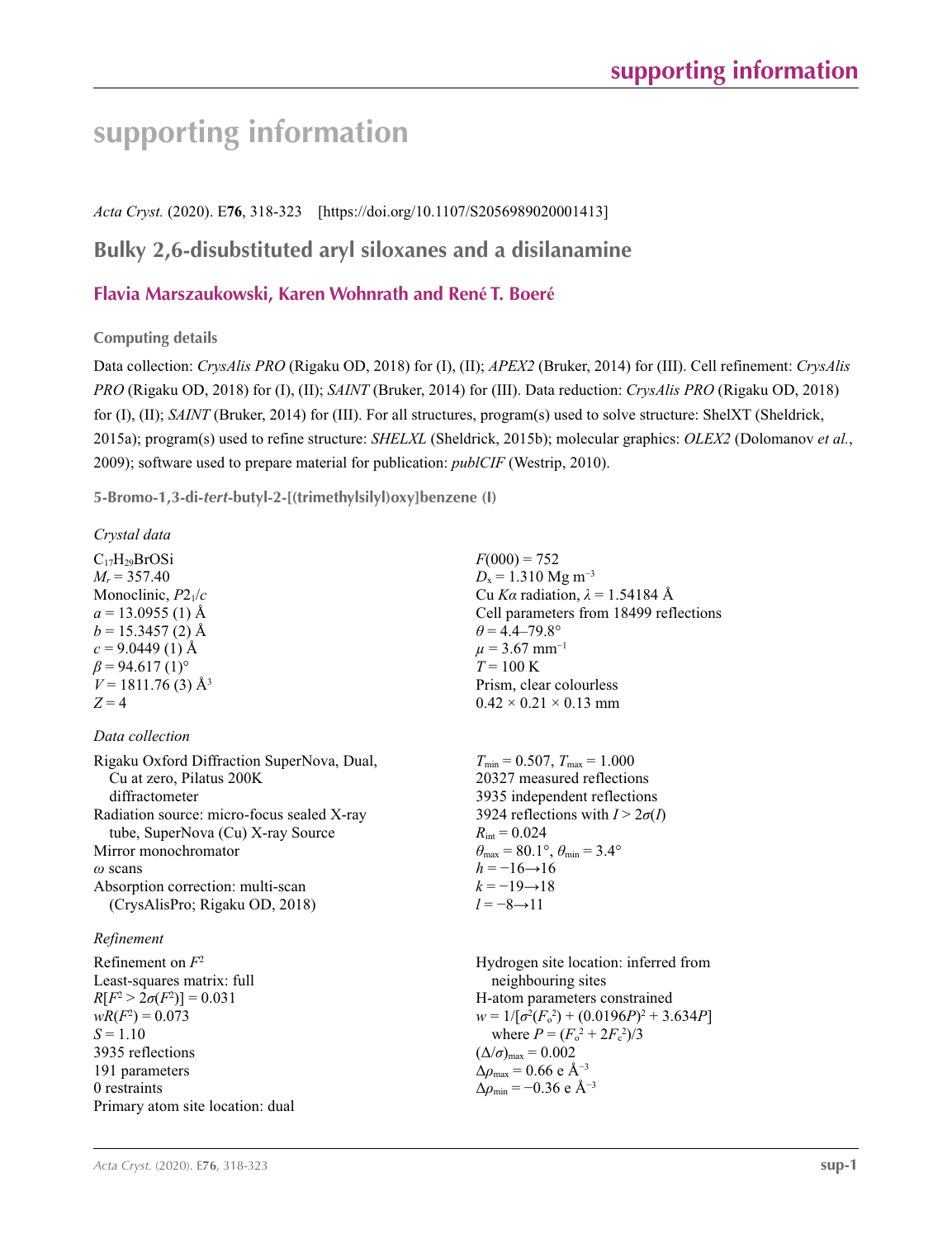# supporting information

*Acta Cryst.* (2020). E**76**, 318-323    [https://doi.org/10.1107/S2056989020001413]

## Bulky 2,6-disubstituted aryl siloxanes and a disilanamine

### Flavia Marszaukowski, Karen Wohnrath and René T. Boeré

#### Computing details

Data collection: *CrysAlis PRO* (Rigaku OD, 2018) for (I), (II); *APEX2* (Bruker, 2014) for (III). Cell refinement: *CrysAlis PRO* (Rigaku OD, 2018) for (I), (II); *SAINT* (Bruker, 2014) for (III). Data reduction: *CrysAlis PRO* (Rigaku OD, 2018) for (I), (II); *SAINT* (Bruker, 2014) for (III). For all structures, program(s) used to solve structure: ShelXT (Sheldrick, 2015a); program(s) used to refine structure: *SHELXL* (Sheldrick, 2015b); molecular graphics: *OLEX2* (Dolomanov *et al.*, 2009); software used to prepare material for publication: *publCIF* (Westrip, 2010).

#### 5-Bromo-1,3-di-*tert*-butyl-2-[(trimethylsilyl)oxy]benzene (I)

*Crystal data*

$C_{17}H_{29}BrOSi$
$M_r = 357.40$
Monoclinic, $P2_1/c$
$a = 13.0955$ (1) Å
$b = 15.3457$ (2) Å
$c = 9.0449$ (1) Å
$\beta = 94.617$ (1)°
$V = 1811.76$ (3) Å$^3$
$Z = 4$
$F(000) = 752$
$D_x = 1.310$ Mg m$^{-3}$
Cu $K\alpha$ radiation, $\lambda = 1.54184$ Å
Cell parameters from 18499 reflections
$\theta = 4.4$–79.8°
$\mu = 3.67$ mm$^{-1}$
$T = 100$ K
Prism, clear colourless
0.42 × 0.21 × 0.13 mm

*Data collection*

Rigaku Oxford Diffraction SuperNova, Dual, Cu at zero, Pilatus 200K diffractometer
Radiation source: micro-focus sealed X-ray tube, SuperNova (Cu) X-ray Source
Mirror monochromator
ω scans
Absorption correction: multi-scan (CrysAlisPro; Rigaku OD, 2018)
$T_{min} = 0.507$, $T_{max} = 1.000$
20327 measured reflections
3935 independent reflections
3924 reflections with $I > 2\sigma(I)$
$R_{int} = 0.024$
$\theta_{max} = 80.1°$, $\theta_{min} = 3.4°$
$h = -16\rightarrow16$
$k = -19\rightarrow18$
$l = -8\rightarrow11$

*Refinement*

Refinement on $F^2$
Least-squares matrix: full
$R[F^2 > 2\sigma(F^2)] = 0.031$
$wR(F^2) = 0.073$
$S = 1.10$
3935 reflections
191 parameters
0 restraints
Primary atom site location: dual
Hydrogen site location: inferred from neighbouring sites
H-atom parameters constrained
$w = 1/[\sigma^2(F_o^2) + (0.0196P)^2 + 3.634P]$ where $P = (F_o^2 + 2F_c^2)/3$
$(\Delta/\sigma)_{max} = 0.002$
$\Delta\rho_{max} = 0.66$ e Å$^{-3}$
$\Delta\rho_{min} = -0.36$ e Å$^{-3}$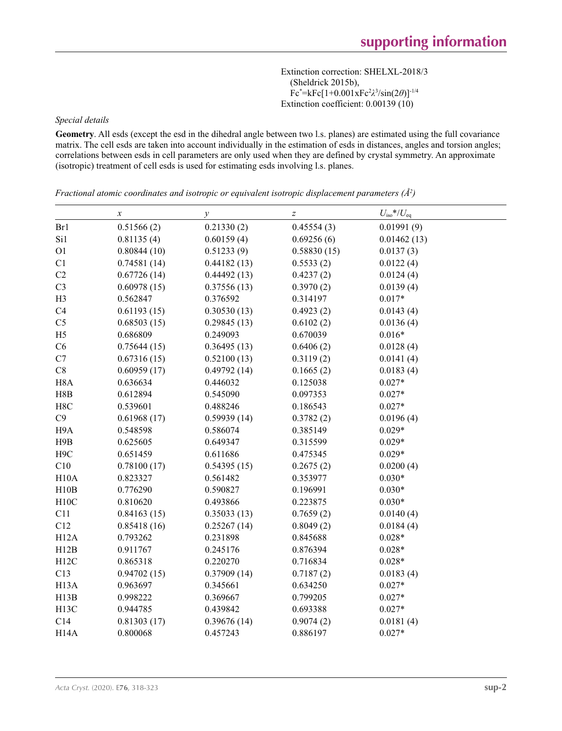Extinction correction: SHELXL-2018/3 (Sheldrick 2015b), $Fc^*=kFc[1+0.001xFc^2\lambda^3/\sin(2\theta)]^{-1/4}$
Extinction coefficient: 0.00139 (10)

*Special details*

**Geometry**. All esds (except the esd in the dihedral angle between two l.s. planes) are estimated using the full covariance matrix. The cell esds are taken into account individually in the estimation of esds in distances, angles and torsion angles; correlations between esds in cell parameters are only used when they are defined by crystal symmetry. An approximate (isotropic) treatment of cell esds is used for estimating esds involving l.s. planes.

*Fractional atomic coordinates and isotropic or equivalent isotropic displacement parameters (Å²)*

| | $x$ | $y$ | $z$ | $U_{iso}$*/$U_{eq}$ |
|---|---|---|---|---|
| Br1 | 0.51566 (2) | 0.21330 (2) | 0.45554 (3) | 0.01991 (9) |
| Si1 | 0.81135 (4) | 0.60159 (4) | 0.69256 (6) | 0.01462 (13) |
| O1 | 0.80844 (10) | 0.51233 (9) | 0.58830 (15) | 0.0137 (3) |
| C1 | 0.74581 (14) | 0.44182 (13) | 0.5533 (2) | 0.0122 (4) |
| C2 | 0.67726 (14) | 0.44492 (13) | 0.4237 (2) | 0.0124 (4) |
| C3 | 0.60978 (15) | 0.37556 (13) | 0.3970 (2) | 0.0139 (4) |
| H3 | 0.562847 | 0.376592 | 0.314197 | 0.017* |
| C4 | 0.61193 (15) | 0.30530 (13) | 0.4923 (2) | 0.0143 (4) |
| C5 | 0.68503 (15) | 0.29845 (13) | 0.6102 (2) | 0.0136 (4) |
| H5 | 0.686809 | 0.249093 | 0.670039 | 0.016* |
| C6 | 0.75644 (15) | 0.36495 (13) | 0.6406 (2) | 0.0128 (4) |
| C7 | 0.67316 (15) | 0.52100 (13) | 0.3119 (2) | 0.0141 (4) |
| C8 | 0.60959 (17) | 0.49792 (14) | 0.1665 (2) | 0.0183 (4) |
| H8A | 0.636634 | 0.446032 | 0.125038 | 0.027* |
| H8B | 0.612894 | 0.545090 | 0.097353 | 0.027* |
| H8C | 0.539601 | 0.488246 | 0.186543 | 0.027* |
| C9 | 0.61968 (17) | 0.59939 (14) | 0.3782 (2) | 0.0196 (4) |
| H9A | 0.548598 | 0.586074 | 0.385149 | 0.029* |
| H9B | 0.625605 | 0.649347 | 0.315599 | 0.029* |
| H9C | 0.651459 | 0.611686 | 0.475345 | 0.029* |
| C10 | 0.78100 (17) | 0.54395 (15) | 0.2675 (2) | 0.0200 (4) |
| H10A | 0.823327 | 0.561482 | 0.353977 | 0.030* |
| H10B | 0.776290 | 0.590827 | 0.196991 | 0.030* |
| H10C | 0.810620 | 0.493866 | 0.223875 | 0.030* |
| C11 | 0.84163 (15) | 0.35033 (13) | 0.7659 (2) | 0.0140 (4) |
| C12 | 0.85418 (16) | 0.25267 (14) | 0.8049 (2) | 0.0184 (4) |
| H12A | 0.793262 | 0.231898 | 0.845688 | 0.028* |
| H12B | 0.911767 | 0.245176 | 0.876394 | 0.028* |
| H12C | 0.865318 | 0.220270 | 0.716834 | 0.028* |
| C13 | 0.94702 (15) | 0.37909 (14) | 0.7187 (2) | 0.0183 (4) |
| H13A | 0.963697 | 0.345661 | 0.634250 | 0.027* |
| H13B | 0.998222 | 0.369667 | 0.799205 | 0.027* |
| H13C | 0.944785 | 0.439842 | 0.693388 | 0.027* |
| C14 | 0.81303 (17) | 0.39676 (14) | 0.9074 (2) | 0.0181 (4) |
| H14A | 0.800068 | 0.457243 | 0.886197 | 0.027* |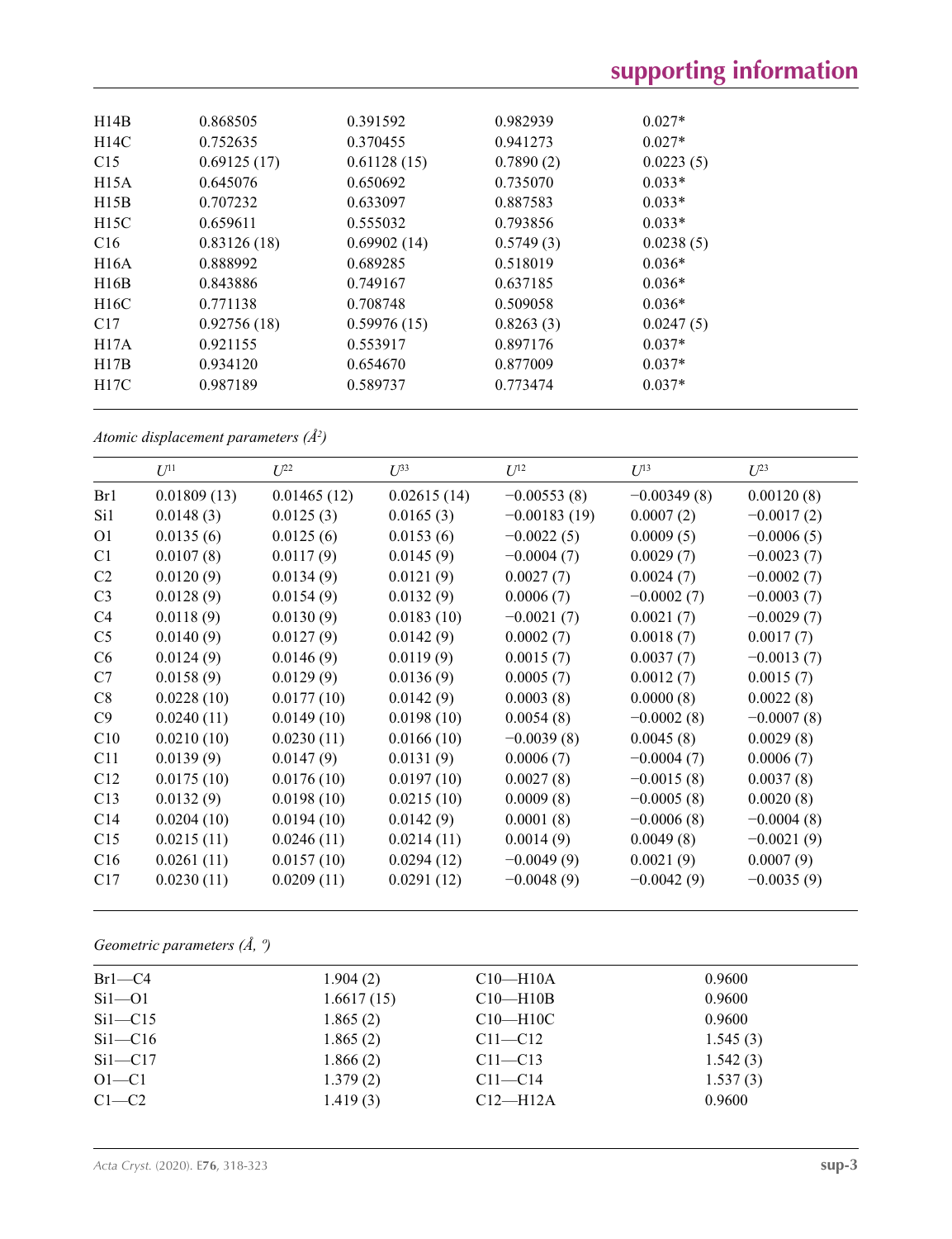| | | | | |
|---|---|---|---|---|
| H14B | 0.868505 | 0.391592 | 0.982939 | 0.027* |
| H14C | 0.752635 | 0.370455 | 0.941273 | 0.027* |
| C15 | 0.69125 (17) | 0.61128 (15) | 0.7890 (2) | 0.0223 (5) |
| H15A | 0.645076 | 0.650692 | 0.735070 | 0.033* |
| H15B | 0.707232 | 0.633097 | 0.887583 | 0.033* |
| H15C | 0.659611 | 0.555032 | 0.793856 | 0.033* |
| C16 | 0.83126 (18) | 0.69902 (14) | 0.5749 (3) | 0.0238 (5) |
| H16A | 0.888992 | 0.689285 | 0.518019 | 0.036* |
| H16B | 0.843886 | 0.749167 | 0.637185 | 0.036* |
| H16C | 0.771138 | 0.708748 | 0.509058 | 0.036* |
| C17 | 0.92756 (18) | 0.59976 (15) | 0.8263 (3) | 0.0247 (5) |
| H17A | 0.921155 | 0.553917 | 0.897176 | 0.037* |
| H17B | 0.934120 | 0.654670 | 0.877009 | 0.037* |
| H17C | 0.987189 | 0.589737 | 0.773474 | 0.037* |

*Atomic displacement parameters (Å²)*

| | $U^{11}$ | $U^{22}$ | $U^{33}$ | $U^{12}$ | $U^{13}$ | $U^{23}$ |
|---|---|---|---|---|---|---|
| Br1 | 0.01809 (13) | 0.01465 (12) | 0.02615 (14) | −0.00553 (8) | −0.00349 (8) | 0.00120 (8) |
| Si1 | 0.0148 (3) | 0.0125 (3) | 0.0165 (3) | −0.00183 (19) | 0.0007 (2) | −0.0017 (2) |
| O1 | 0.0135 (6) | 0.0125 (6) | 0.0153 (6) | −0.0022 (5) | 0.0009 (5) | −0.0006 (5) |
| C1 | 0.0107 (8) | 0.0117 (9) | 0.0145 (9) | −0.0004 (7) | 0.0029 (7) | −0.0023 (7) |
| C2 | 0.0120 (9) | 0.0134 (9) | 0.0121 (9) | 0.0027 (7) | 0.0024 (7) | −0.0002 (7) |
| C3 | 0.0128 (9) | 0.0154 (9) | 0.0132 (9) | 0.0006 (7) | −0.0002 (7) | −0.0003 (7) |
| C4 | 0.0118 (9) | 0.0130 (9) | 0.0183 (10) | −0.0021 (7) | 0.0021 (7) | −0.0029 (7) |
| C5 | 0.0140 (9) | 0.0127 (9) | 0.0142 (9) | 0.0002 (7) | 0.0018 (7) | 0.0017 (7) |
| C6 | 0.0124 (9) | 0.0146 (9) | 0.0119 (9) | 0.0015 (7) | 0.0037 (7) | −0.0013 (7) |
| C7 | 0.0158 (9) | 0.0129 (9) | 0.0136 (9) | 0.0005 (7) | 0.0012 (7) | 0.0015 (7) |
| C8 | 0.0228 (10) | 0.0177 (10) | 0.0142 (9) | 0.0003 (8) | 0.0000 (8) | 0.0022 (8) |
| C9 | 0.0240 (11) | 0.0149 (10) | 0.0198 (10) | 0.0054 (8) | −0.0002 (8) | −0.0007 (8) |
| C10 | 0.0210 (10) | 0.0230 (11) | 0.0166 (10) | −0.0039 (8) | 0.0045 (8) | 0.0029 (8) |
| C11 | 0.0139 (9) | 0.0147 (9) | 0.0131 (9) | 0.0006 (7) | −0.0004 (7) | 0.0006 (7) |
| C12 | 0.0175 (10) | 0.0176 (10) | 0.0197 (10) | 0.0027 (8) | −0.0015 (8) | 0.0037 (8) |
| C13 | 0.0132 (9) | 0.0198 (10) | 0.0215 (10) | 0.0009 (8) | −0.0005 (8) | 0.0020 (8) |
| C14 | 0.0204 (10) | 0.0194 (10) | 0.0142 (9) | 0.0001 (8) | −0.0006 (8) | −0.0004 (8) |
| C15 | 0.0215 (11) | 0.0246 (11) | 0.0214 (11) | 0.0014 (9) | 0.0049 (8) | −0.0021 (9) |
| C16 | 0.0261 (11) | 0.0157 (10) | 0.0294 (12) | −0.0049 (9) | 0.0021 (9) | 0.0007 (9) |
| C17 | 0.0230 (11) | 0.0209 (11) | 0.0291 (12) | −0.0048 (9) | −0.0042 (9) | −0.0035 (9) |

*Geometric parameters (Å, º)*

| | | | |
|---|---|---|---|
| Br1—C4 | 1.904 (2) | C10—H10A | 0.9600 |
| Si1—O1 | 1.6617 (15) | C10—H10B | 0.9600 |
| Si1—C15 | 1.865 (2) | C10—H10C | 0.9600 |
| Si1—C16 | 1.865 (2) | C11—C12 | 1.545 (3) |
| Si1—C17 | 1.866 (2) | C11—C13 | 1.542 (3) |
| O1—C1 | 1.379 (2) | C11—C14 | 1.537 (3) |
| C1—C2 | 1.419 (3) | C12—H12A | 0.9600 |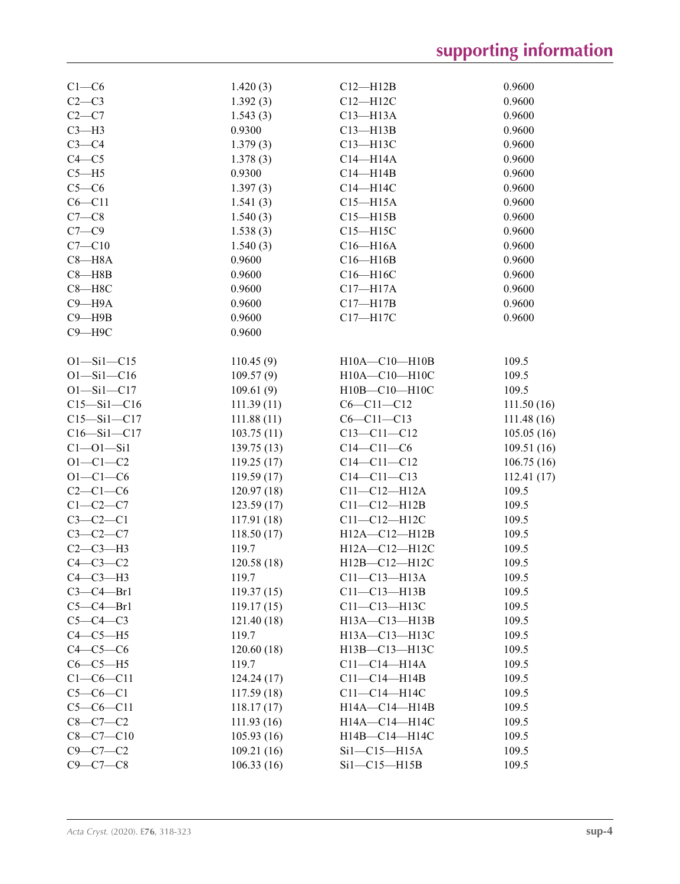| | | | |
|---|---|---|---|
| C1—C6 | 1.420 (3) | C12—H12B | 0.9600 |
| C2—C3 | 1.392 (3) | C12—H12C | 0.9600 |
| C2—C7 | 1.543 (3) | C13—H13A | 0.9600 |
| C3—H3 | 0.9300 | C13—H13B | 0.9600 |
| C3—C4 | 1.379 (3) | C13—H13C | 0.9600 |
| C4—C5 | 1.378 (3) | C14—H14A | 0.9600 |
| C5—H5 | 0.9300 | C14—H14B | 0.9600 |
| C5—C6 | 1.397 (3) | C14—H14C | 0.9600 |
| C6—C11 | 1.541 (3) | C15—H15A | 0.9600 |
| C7—C8 | 1.540 (3) | C15—H15B | 0.9600 |
| C7—C9 | 1.538 (3) | C15—H15C | 0.9600 |
| C7—C10 | 1.540 (3) | C16—H16A | 0.9600 |
| C8—H8A | 0.9600 | C16—H16B | 0.9600 |
| C8—H8B | 0.9600 | C16—H16C | 0.9600 |
| C8—H8C | 0.9600 | C17—H17A | 0.9600 |
| C9—H9A | 0.9600 | C17—H17B | 0.9600 |
| C9—H9B | 0.9600 | C17—H17C | 0.9600 |
| C9—H9C | 0.9600 | | |
| | | | |
| O1—Si1—C15 | 110.45 (9) | H10A—C10—H10B | 109.5 |
| O1—Si1—C16 | 109.57 (9) | H10A—C10—H10C | 109.5 |
| O1—Si1—C17 | 109.61 (9) | H10B—C10—H10C | 109.5 |
| C15—Si1—C16 | 111.39 (11) | C6—C11—C12 | 111.50 (16) |
| C15—Si1—C17 | 111.88 (11) | C6—C11—C13 | 111.48 (16) |
| C16—Si1—C17 | 103.75 (11) | C13—C11—C12 | 105.05 (16) |
| C1—O1—Si1 | 139.75 (13) | C14—C11—C6 | 109.51 (16) |
| O1—C1—C2 | 119.25 (17) | C14—C11—C12 | 106.75 (16) |
| O1—C1—C6 | 119.59 (17) | C14—C11—C13 | 112.41 (17) |
| C2—C1—C6 | 120.97 (18) | C11—C12—H12A | 109.5 |
| C1—C2—C7 | 123.59 (17) | C11—C12—H12B | 109.5 |
| C3—C2—C1 | 117.91 (18) | C11—C12—H12C | 109.5 |
| C3—C2—C7 | 118.50 (17) | H12A—C12—H12B | 109.5 |
| C2—C3—H3 | 119.7 | H12A—C12—H12C | 109.5 |
| C4—C3—C2 | 120.58 (18) | H12B—C12—H12C | 109.5 |
| C4—C3—H3 | 119.7 | C11—C13—H13A | 109.5 |
| C3—C4—Br1 | 119.37 (15) | C11—C13—H13B | 109.5 |
| C5—C4—Br1 | 119.17 (15) | C11—C13—H13C | 109.5 |
| C5—C4—C3 | 121.40 (18) | H13A—C13—H13B | 109.5 |
| C4—C5—H5 | 119.7 | H13A—C13—H13C | 109.5 |
| C4—C5—C6 | 120.60 (18) | H13B—C13—H13C | 109.5 |
| C6—C5—H5 | 119.7 | C11—C14—H14A | 109.5 |
| C1—C6—C11 | 124.24 (17) | C11—C14—H14B | 109.5 |
| C5—C6—C1 | 117.59 (18) | C11—C14—H14C | 109.5 |
| C5—C6—C11 | 118.17 (17) | H14A—C14—H14B | 109.5 |
| C8—C7—C2 | 111.93 (16) | H14A—C14—H14C | 109.5 |
| C8—C7—C10 | 105.93 (16) | H14B—C14—H14C | 109.5 |
| C9—C7—C2 | 109.21 (16) | Si1—C15—H15A | 109.5 |
| C9—C7—C8 | 106.33 (16) | Si1—C15—H15B | 109.5 |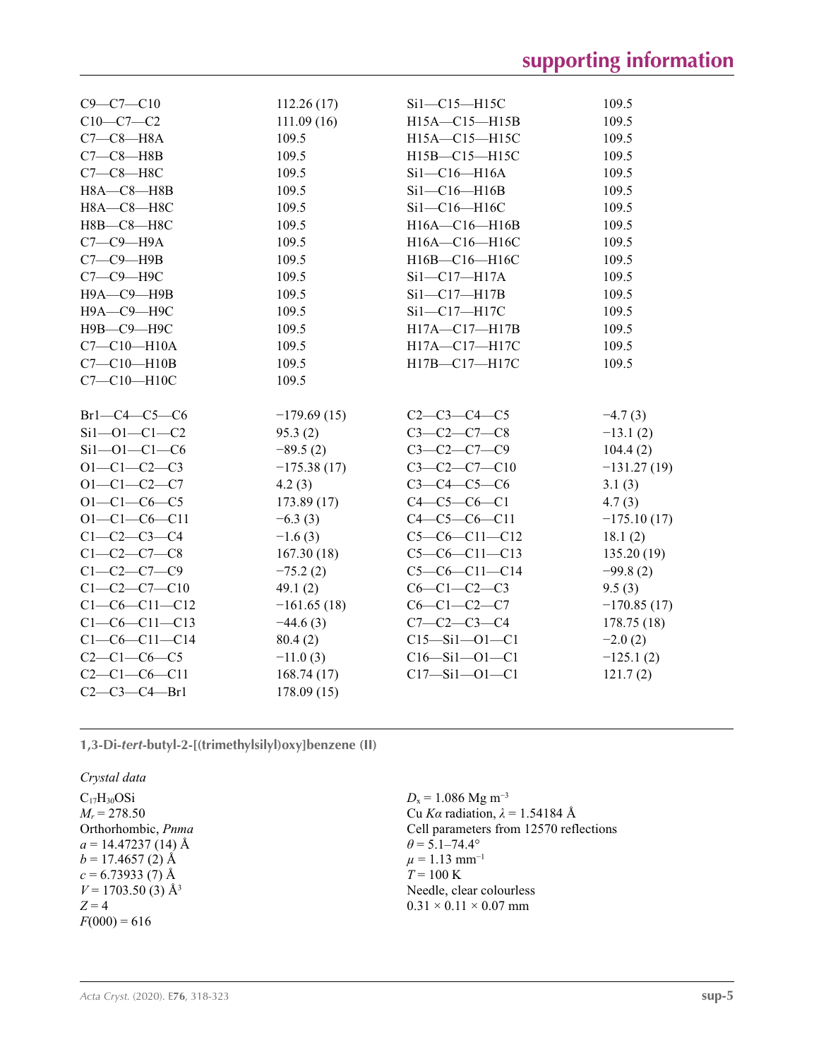| | | | |
|---|---|---|---|
| C9—C7—C10 | 112.26 (17) | Si1—C15—H15C | 109.5 |
| C10—C7—C2 | 111.09 (16) | H15A—C15—H15B | 109.5 |
| C7—C8—H8A | 109.5 | H15A—C15—H15C | 109.5 |
| C7—C8—H8B | 109.5 | H15B—C15—H15C | 109.5 |
| C7—C8—H8C | 109.5 | Si1—C16—H16A | 109.5 |
| H8A—C8—H8B | 109.5 | Si1—C16—H16B | 109.5 |
| H8A—C8—H8C | 109.5 | Si1—C16—H16C | 109.5 |
| H8B—C8—H8C | 109.5 | H16A—C16—H16B | 109.5 |
| C7—C9—H9A | 109.5 | H16A—C16—H16C | 109.5 |
| C7—C9—H9B | 109.5 | H16B—C16—H16C | 109.5 |
| C7—C9—H9C | 109.5 | Si1—C17—H17A | 109.5 |
| H9A—C9—H9B | 109.5 | Si1—C17—H17B | 109.5 |
| H9A—C9—H9C | 109.5 | Si1—C17—H17C | 109.5 |
| H9B—C9—H9C | 109.5 | H17A—C17—H17B | 109.5 |
| C7—C10—H10A | 109.5 | H17A—C17—H17C | 109.5 |
| C7—C10—H10B | 109.5 | H17B—C17—H17C | 109.5 |
| C7—C10—H10C | 109.5 | | |

| | | | |
|---|---|---|---|
| Br1—C4—C5—C6 | −179.69 (15) | C2—C3—C4—C5 | −4.7 (3) |
| Si1—O1—C1—C2 | 95.3 (2) | C3—C2—C7—C8 | −13.1 (2) |
| Si1—O1—C1—C6 | −89.5 (2) | C3—C2—C7—C9 | 104.4 (2) |
| O1—C1—C2—C3 | −175.38 (17) | C3—C2—C7—C10 | −131.27 (19) |
| O1—C1—C2—C7 | 4.2 (3) | C3—C4—C5—C6 | 3.1 (3) |
| O1—C1—C6—C5 | 173.89 (17) | C4—C5—C6—C1 | 4.7 (3) |
| O1—C1—C6—C11 | −6.3 (3) | C4—C5—C6—C11 | −175.10 (17) |
| C1—C2—C3—C4 | −1.6 (3) | C5—C6—C11—C12 | 18.1 (2) |
| C1—C2—C7—C8 | 167.30 (18) | C5—C6—C11—C13 | 135.20 (19) |
| C1—C2—C7—C9 | −75.2 (2) | C5—C6—C11—C14 | −99.8 (2) |
| C1—C2—C7—C10 | 49.1 (2) | C6—C1—C2—C3 | 9.5 (3) |
| C1—C6—C11—C12 | −161.65 (18) | C6—C1—C2—C7 | −170.85 (17) |
| C1—C6—C11—C13 | −44.6 (3) | C7—C2—C3—C4 | 178.75 (18) |
| C1—C6—C11—C14 | 80.4 (2) | C15—Si1—O1—C1 | −2.0 (2) |
| C2—C1—C6—C5 | −11.0 (3) | C16—Si1—O1—C1 | −125.1 (2) |
| C2—C1—C6—C11 | 168.74 (17) | C17—Si1—O1—C1 | 121.7 (2) |
| C2—C3—C4—Br1 | 178.09 (15) | | |

## 1,3-Di-*tert*-butyl-2-[(trimethylsilyl)oxy]benzene (II)

### *Crystal data*

$C_{17}H_{30}OSi$
$M_r = 278.50$
Orthorhombic, *Pnma*
$a = 14.47237$ (14) Å
$b = 17.4657$ (2) Å
$c = 6.73933$ (7) Å
$V = 1703.50$ (3) Å$^3$
$Z = 4$
$F(000) = 616$
$D_x = 1.086$ Mg m$^{-3}$
Cu $K\alpha$ radiation, $\lambda = 1.54184$ Å
Cell parameters from 12570 reflections
$\theta = 5.1$–$74.4°$
$\mu = 1.13$ mm$^{-1}$
$T = 100$ K
Needle, clear colourless
$0.31 \times 0.11 \times 0.07$ mm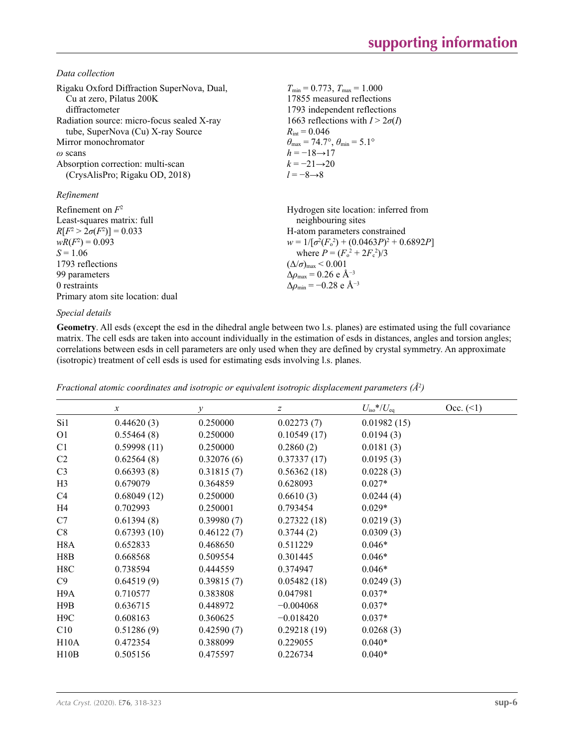*Data collection*

Rigaku Oxford Diffraction SuperNova, Dual, Cu at zero, Pilatus 200K diffractometer
Radiation source: micro-focus sealed X-ray tube, SuperNova (Cu) X-ray Source
Mirror monochromator
$\omega$ scans
Absorption correction: multi-scan (CrysAlisPro; Rigaku OD, 2018)

$T_{min} = 0.773$, $T_{max} = 1.000$
17855 measured reflections
1793 independent reflections
1663 reflections with $I > 2\sigma(I)$
$R_{int} = 0.046$
$\theta_{max} = 74.7°$, $\theta_{min} = 5.1°$
$h = -18 \rightarrow 17$
$k = -21 \rightarrow 20$
$l = -8 \rightarrow 8$

*Refinement*

Refinement on $F^2$
Least-squares matrix: full
$R[F^2 > 2\sigma(F^2)] = 0.033$
$wR(F^2) = 0.093$
$S = 1.06$
1793 reflections
99 parameters
0 restraints
Primary atom site location: dual

Hydrogen site location: inferred from neighbouring sites
H-atom parameters constrained
$w = 1/[\sigma^2(F_o^2) + (0.0463P)^2 + 0.6892P]$ where $P = (F_o^2 + 2F_c^2)/3$
$(\Delta/\sigma)_{max} < 0.001$
$\Delta\rho_{max} = 0.26$ e Å$^{-3}$
$\Delta\rho_{min} = -0.28$ e Å$^{-3}$

*Special details*

**Geometry**. All esds (except the esd in the dihedral angle between two l.s. planes) are estimated using the full covariance matrix. The cell esds are taken into account individually in the estimation of esds in distances, angles and torsion angles; correlations between esds in cell parameters are only used when they are defined by crystal symmetry. An approximate (isotropic) treatment of cell esds is used for estimating esds involving l.s. planes.

*Fractional atomic coordinates and isotropic or equivalent isotropic displacement parameters (Å$^2$)*

| | $x$ | $y$ | $z$ | $U_{iso}$*/$U_{eq}$ | Occ. (<1) |
|---|---|---|---|---|---|
| Si1 | 0.44620 (3) | 0.250000 | 0.02273 (7) | 0.01982 (15) | |
| O1 | 0.55464 (8) | 0.250000 | 0.10549 (17) | 0.0194 (3) | |
| C1 | 0.59998 (11) | 0.250000 | 0.2860 (2) | 0.0181 (3) | |
| C2 | 0.62564 (8) | 0.32076 (6) | 0.37337 (17) | 0.0195 (3) | |
| C3 | 0.66393 (8) | 0.31815 (7) | 0.56362 (18) | 0.0228 (3) | |
| H3 | 0.679079 | 0.364859 | 0.628093 | 0.027* | |
| C4 | 0.68049 (12) | 0.250000 | 0.6610 (3) | 0.0244 (4) | |
| H4 | 0.702993 | 0.250001 | 0.793454 | 0.029* | |
| C7 | 0.61394 (8) | 0.39980 (7) | 0.27322 (18) | 0.0219 (3) | |
| C8 | 0.67393 (10) | 0.46122 (7) | 0.3744 (2) | 0.0309 (3) | |
| H8A | 0.652833 | 0.468650 | 0.511229 | 0.046* | |
| H8B | 0.668568 | 0.509554 | 0.301445 | 0.046* | |
| H8C | 0.738594 | 0.444559 | 0.374947 | 0.046* | |
| C9 | 0.64519 (9) | 0.39815 (7) | 0.05482 (18) | 0.0249 (3) | |
| H9A | 0.710577 | 0.383808 | 0.047981 | 0.037* | |
| H9B | 0.636715 | 0.448972 | −0.004068 | 0.037* | |
| H9C | 0.608163 | 0.360625 | −0.018420 | 0.037* | |
| C10 | 0.51286 (9) | 0.42590 (7) | 0.29218 (19) | 0.0268 (3) | |
| H10A | 0.472354 | 0.388099 | 0.229055 | 0.040* | |
| H10B | 0.505156 | 0.475597 | 0.226734 | 0.040* | |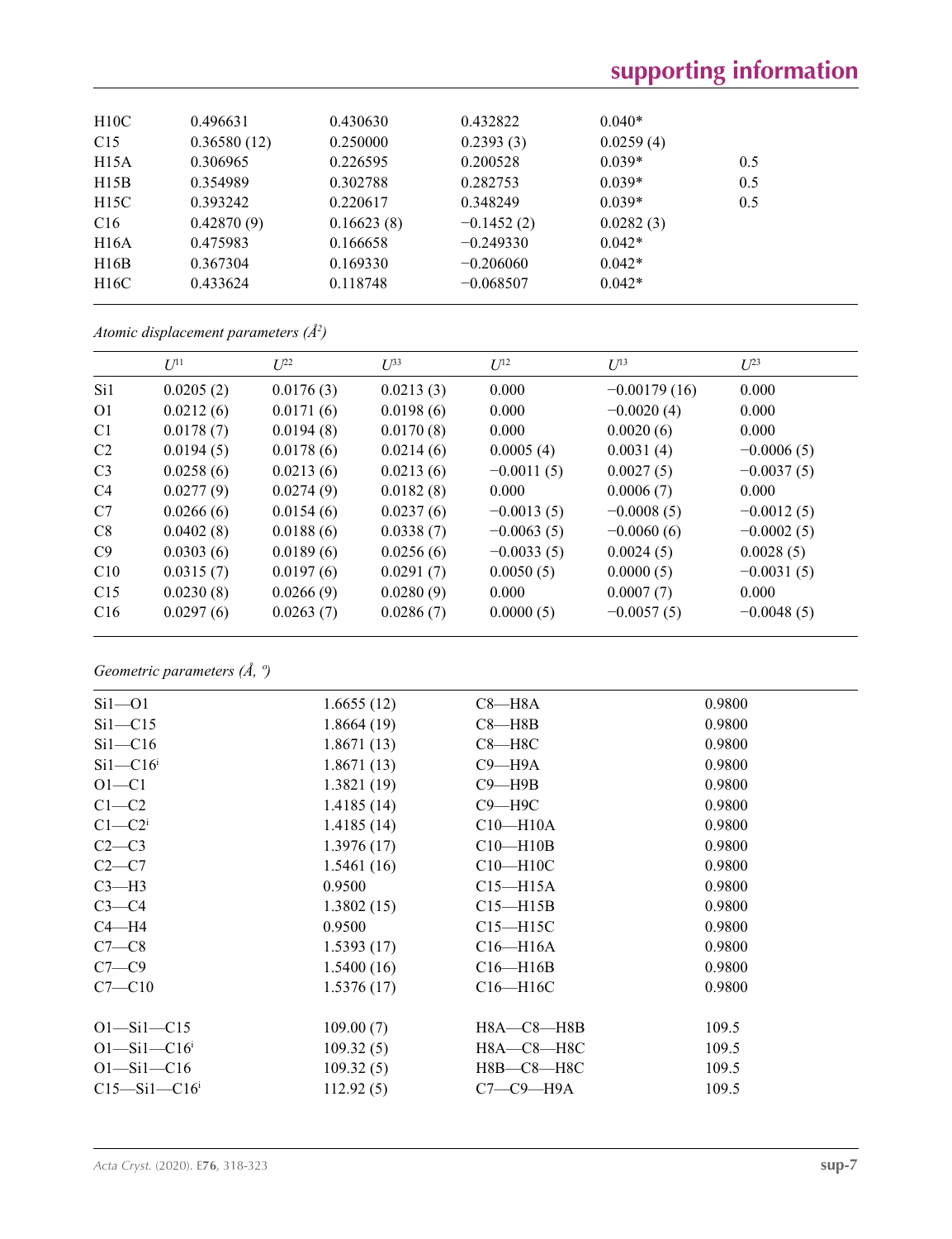| | | | | | |
|---|---|---|---|---|---|
| H10C | 0.496631 | 0.430630 | 0.432822 | 0.040* | |
| C15 | 0.36580 (12) | 0.250000 | 0.2393 (3) | 0.0259 (4) | |
| H15A | 0.306965 | 0.226595 | 0.200528 | 0.039* | 0.5 |
| H15B | 0.354989 | 0.302788 | 0.282753 | 0.039* | 0.5 |
| H15C | 0.393242 | 0.220617 | 0.348249 | 0.039* | 0.5 |
| C16 | 0.42870 (9) | 0.16623 (8) | −0.1452 (2) | 0.0282 (3) | |
| H16A | 0.475983 | 0.166658 | −0.249330 | 0.042* | |
| H16B | 0.367304 | 0.169330 | −0.206060 | 0.042* | |
| H16C | 0.433624 | 0.118748 | −0.068507 | 0.042* | |

*Atomic displacement parameters ($Å^2$)*

| | $U^{11}$ | $U^{22}$ | $U^{33}$ | $U^{12}$ | $U^{13}$ | $U^{23}$ |
|---|---|---|---|---|---|---|
| Si1 | 0.0205 (2) | 0.0176 (3) | 0.0213 (3) | 0.000 | −0.00179 (16) | 0.000 |
| O1 | 0.0212 (6) | 0.0171 (6) | 0.0198 (6) | 0.000 | −0.0020 (4) | 0.000 |
| C1 | 0.0178 (7) | 0.0194 (8) | 0.0170 (8) | 0.000 | 0.0020 (6) | 0.000 |
| C2 | 0.0194 (5) | 0.0178 (6) | 0.0214 (6) | 0.0005 (4) | 0.0031 (4) | −0.0006 (5) |
| C3 | 0.0258 (6) | 0.0213 (6) | 0.0213 (6) | −0.0011 (5) | 0.0027 (5) | −0.0037 (5) |
| C4 | 0.0277 (9) | 0.0274 (9) | 0.0182 (8) | 0.000 | 0.0006 (7) | 0.000 |
| C7 | 0.0266 (6) | 0.0154 (6) | 0.0237 (6) | −0.0013 (5) | −0.0008 (5) | −0.0012 (5) |
| C8 | 0.0402 (8) | 0.0188 (6) | 0.0338 (7) | −0.0063 (5) | −0.0060 (6) | −0.0002 (5) |
| C9 | 0.0303 (6) | 0.0189 (6) | 0.0256 (6) | −0.0033 (5) | 0.0024 (5) | 0.0028 (5) |
| C10 | 0.0315 (7) | 0.0197 (6) | 0.0291 (7) | 0.0050 (5) | 0.0000 (5) | −0.0031 (5) |
| C15 | 0.0230 (8) | 0.0266 (9) | 0.0280 (9) | 0.000 | 0.0007 (7) | 0.000 |
| C16 | 0.0297 (6) | 0.0263 (7) | 0.0286 (7) | 0.0000 (5) | −0.0057 (5) | −0.0048 (5) |

*Geometric parameters (Å, º)*

| | | | |
|---|---|---|---|
| Si1—O1 | 1.6655 (12) | C8—H8A | 0.9800 |
| Si1—C15 | 1.8664 (19) | C8—H8B | 0.9800 |
| Si1—C16 | 1.8671 (13) | C8—H8C | 0.9800 |
| Si1—C16$^{i}$ | 1.8671 (13) | C9—H9A | 0.9800 |
| O1—C1 | 1.3821 (19) | C9—H9B | 0.9800 |
| C1—C2 | 1.4185 (14) | C9—H9C | 0.9800 |
| C1—C2$^{i}$ | 1.4185 (14) | C10—H10A | 0.9800 |
| C2—C3 | 1.3976 (17) | C10—H10B | 0.9800 |
| C2—C7 | 1.5461 (16) | C10—H10C | 0.9800 |
| C3—H3 | 0.9500 | C15—H15A | 0.9800 |
| C3—C4 | 1.3802 (15) | C15—H15B | 0.9800 |
| C4—H4 | 0.9500 | C15—H15C | 0.9800 |
| C7—C8 | 1.5393 (17) | C16—H16A | 0.9800 |
| C7—C9 | 1.5400 (16) | C16—H16B | 0.9800 |
| C7—C10 | 1.5376 (17) | C16—H16C | 0.9800 |
| | | | |
| O1—Si1—C15 | 109.00 (7) | H8A—C8—H8B | 109.5 |
| O1—Si1—C16$^{i}$ | 109.32 (5) | H8A—C8—H8C | 109.5 |
| O1—Si1—C16 | 109.32 (5) | H8B—C8—H8C | 109.5 |
| C15—Si1—C16$^{i}$ | 112.92 (5) | C7—C9—H9A | 109.5 |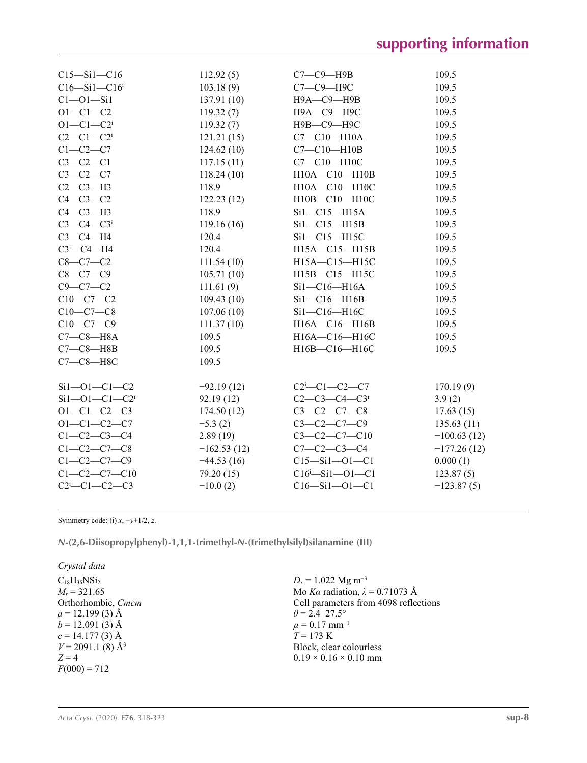| | | | |
|---|---|---|---|
| C15—Si1—C16 | 112.92 (5) | C7—C9—H9B | 109.5 |
| C16—Si1—C16$^{i}$ | 103.18 (9) | C7—C9—H9C | 109.5 |
| C1—O1—Si1 | 137.91 (10) | H9A—C9—H9B | 109.5 |
| O1—C1—C2 | 119.32 (7) | H9A—C9—H9C | 109.5 |
| O1—C1—C2$^{i}$ | 119.32 (7) | H9B—C9—H9C | 109.5 |
| C2—C1—C2$^{i}$ | 121.21 (15) | C7—C10—H10A | 109.5 |
| C1—C2—C7 | 124.62 (10) | C7—C10—H10B | 109.5 |
| C3—C2—C1 | 117.15 (11) | C7—C10—H10C | 109.5 |
| C3—C2—C7 | 118.24 (10) | H10A—C10—H10B | 109.5 |
| C2—C3—H3 | 118.9 | H10A—C10—H10C | 109.5 |
| C4—C3—C2 | 122.23 (12) | H10B—C10—H10C | 109.5 |
| C4—C3—H3 | 118.9 | Si1—C15—H15A | 109.5 |
| C3—C4—C3$^{i}$ | 119.16 (16) | Si1—C15—H15B | 109.5 |
| C3—C4—H4 | 120.4 | Si1—C15—H15C | 109.5 |
| C3$^{i}$—C4—H4 | 120.4 | H15A—C15—H15B | 109.5 |
| C8—C7—C2 | 111.54 (10) | H15A—C15—H15C | 109.5 |
| C8—C7—C9 | 105.71 (10) | H15B—C15—H15C | 109.5 |
| C9—C7—C2 | 111.61 (9) | Si1—C16—H16A | 109.5 |
| C10—C7—C2 | 109.43 (10) | Si1—C16—H16B | 109.5 |
| C10—C7—C8 | 107.06 (10) | Si1—C16—H16C | 109.5 |
| C10—C7—C9 | 111.37 (10) | H16A—C16—H16B | 109.5 |
| C7—C8—H8A | 109.5 | H16A—C16—H16C | 109.5 |
| C7—C8—H8B | 109.5 | H16B—C16—H16C | 109.5 |
| C7—C8—H8C | 109.5 | | |

| | | | |
|---|---|---|---|
| Si1—O1—C1—C2 | −92.19 (12) | C2$^{i}$—C1—C2—C7 | 170.19 (9) |
| Si1—O1—C1—C2$^{i}$ | 92.19 (12) | C2—C3—C4—C3$^{i}$ | 3.9 (2) |
| O1—C1—C2—C3 | 174.50 (12) | C3—C2—C7—C8 | 17.63 (15) |
| O1—C1—C2—C7 | −5.3 (2) | C3—C2—C7—C9 | 135.63 (11) |
| C1—C2—C3—C4 | 2.89 (19) | C3—C2—C7—C10 | −100.63 (12) |
| C1—C2—C7—C8 | −162.53 (12) | C7—C2—C3—C4 | −177.26 (12) |
| C1—C2—C7—C9 | −44.53 (16) | C15—Si1—O1—C1 | 0.000 (1) |
| C1—C2—C7—C10 | 79.20 (15) | C16$^{i}$—Si1—O1—C1 | 123.87 (5) |
| C2$^{i}$—C1—C2—C3 | −10.0 (2) | C16—Si1—O1—C1 | −123.87 (5) |

Symmetry code: (i) $x, -y+1/2, z$.

## *N*-(2,6-Diisopropylphenyl)-1,1,1-trimethyl-*N*-(trimethylsilyl)silanamine (III)

### *Crystal data*

$C_{18}H_{35}NSi_2$
$M_r = 321.65$
Orthorhombic, *Cmcm*
$a = 12.199$ (3) Å
$b = 12.091$ (3) Å
$c = 14.177$ (3) Å
$V = 2091.1$ (8) Å$^3$
$Z = 4$
$F(000) = 712$
$D_x = 1.022$ Mg m$^{-3}$
Mo $K\alpha$ radiation, $\lambda = 0.71073$ Å
Cell parameters from 4098 reflections
$\theta = 2.4$–27.5°
$\mu = 0.17$ mm$^{-1}$
$T = 173$ K
Block, clear colourless
0.19 × 0.16 × 0.10 mm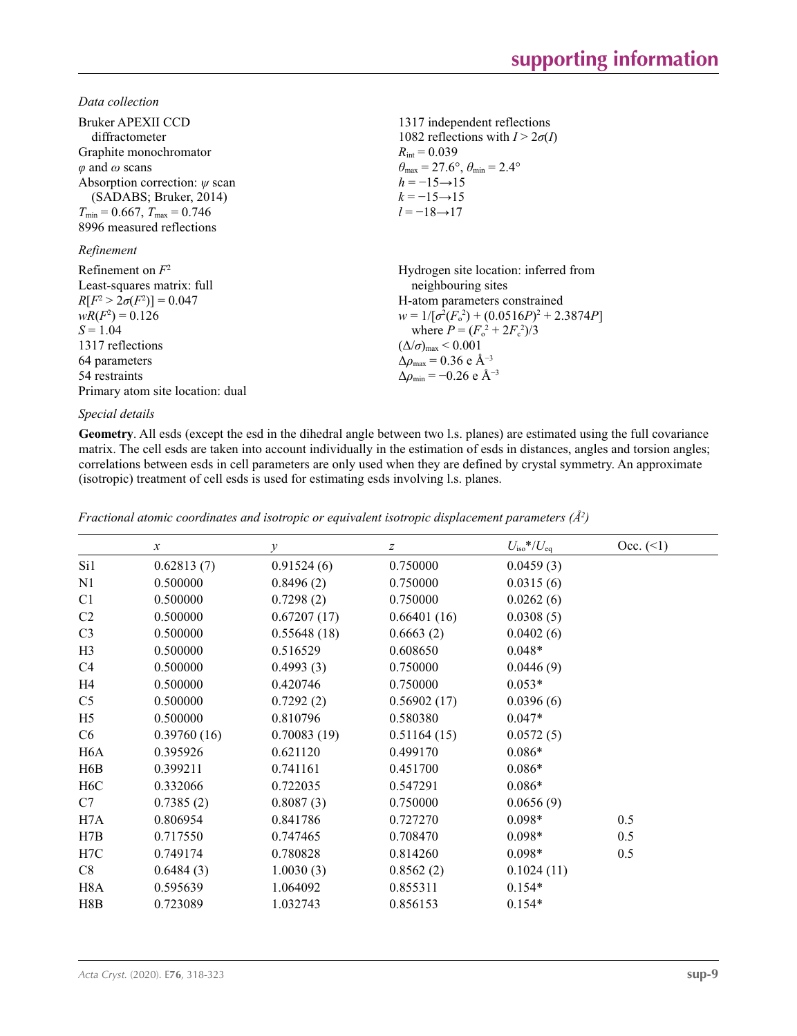*Data collection*

| | |
|---|---|
| Bruker APEXII CCD diffractometer | 1317 independent reflections |
| Graphite monochromator | 1082 reflections with $I > 2\sigma(I)$ |
| $\varphi$ and $\omega$ scans | $R_{int} = 0.039$ |
| Absorption correction: $\psi$ scan (SADABS; Bruker, 2014) | $\theta_{max} = 27.6°$, $\theta_{min} = 2.4°$ |
| $T_{min} = 0.667$, $T_{max} = 0.746$ | $h = -15 \rightarrow 15$ |
| 8996 measured reflections | $k = -15 \rightarrow 15$ |
| | $l = -18 \rightarrow 17$ |

*Refinement*

| | |
|---|---|
| Refinement on $F^2$ | Hydrogen site location: inferred from neighbouring sites |
| Least-squares matrix: full | H-atom parameters constrained |
| $R[F^2 > 2\sigma(F^2)] = 0.047$ | $w = 1/[\sigma^2(F_o^2) + (0.0516P)^2 + 2.3874P]$ where $P = (F_o^2 + 2F_c^2)/3$ |
| $wR(F^2) = 0.126$ | $(\Delta/\sigma)_{max} < 0.001$ |
| $S = 1.04$ | $\Delta\rho_{max} = 0.36$ e Å$^{-3}$ |
| 1317 reflections | $\Delta\rho_{min} = -0.26$ e Å$^{-3}$ |
| 64 parameters | |
| 54 restraints | |
| Primary atom site location: dual | |

*Special details*

**Geometry**. All esds (except the esd in the dihedral angle between two l.s. planes) are estimated using the full covariance matrix. The cell esds are taken into account individually in the estimation of esds in distances, angles and torsion angles; correlations between esds in cell parameters are only used when they are defined by crystal symmetry. An approximate (isotropic) treatment of cell esds is used for estimating esds involving l.s. planes.

*Fractional atomic coordinates and isotropic or equivalent isotropic displacement parameters (Å$^2$)*

| | $x$ | $y$ | $z$ | $U_{iso}$*/$U_{eq}$ | Occ. (<1) |
|---|---|---|---|---|---|
| Si1 | 0.62813 (7) | 0.91524 (6) | 0.750000 | 0.0459 (3) | |
| N1 | 0.500000 | 0.8496 (2) | 0.750000 | 0.0315 (6) | |
| C1 | 0.500000 | 0.7298 (2) | 0.750000 | 0.0262 (6) | |
| C2 | 0.500000 | 0.67207 (17) | 0.66401 (16) | 0.0308 (5) | |
| C3 | 0.500000 | 0.55648 (18) | 0.6663 (2) | 0.0402 (6) | |
| H3 | 0.500000 | 0.516529 | 0.608650 | 0.048* | |
| C4 | 0.500000 | 0.4993 (3) | 0.750000 | 0.0446 (9) | |
| H4 | 0.500000 | 0.420746 | 0.750000 | 0.053* | |
| C5 | 0.500000 | 0.7292 (2) | 0.56902 (17) | 0.0396 (6) | |
| H5 | 0.500000 | 0.810796 | 0.580380 | 0.047* | |
| C6 | 0.39760 (16) | 0.70083 (19) | 0.51164 (15) | 0.0572 (5) | |
| H6A | 0.395926 | 0.621120 | 0.499170 | 0.086* | |
| H6B | 0.399211 | 0.741161 | 0.451700 | 0.086* | |
| H6C | 0.332066 | 0.722035 | 0.547291 | 0.086* | |
| C7 | 0.7385 (2) | 0.8087 (3) | 0.750000 | 0.0656 (9) | |
| H7A | 0.806954 | 0.841786 | 0.727270 | 0.098* | 0.5 |
| H7B | 0.717550 | 0.747465 | 0.708470 | 0.098* | 0.5 |
| H7C | 0.749174 | 0.780828 | 0.814260 | 0.098* | 0.5 |
| C8 | 0.6484 (3) | 1.0030 (3) | 0.8562 (2) | 0.1024 (11) | |
| H8A | 0.595639 | 1.064092 | 0.855311 | 0.154* | |
| H8B | 0.723089 | 1.032743 | 0.856153 | 0.154* | |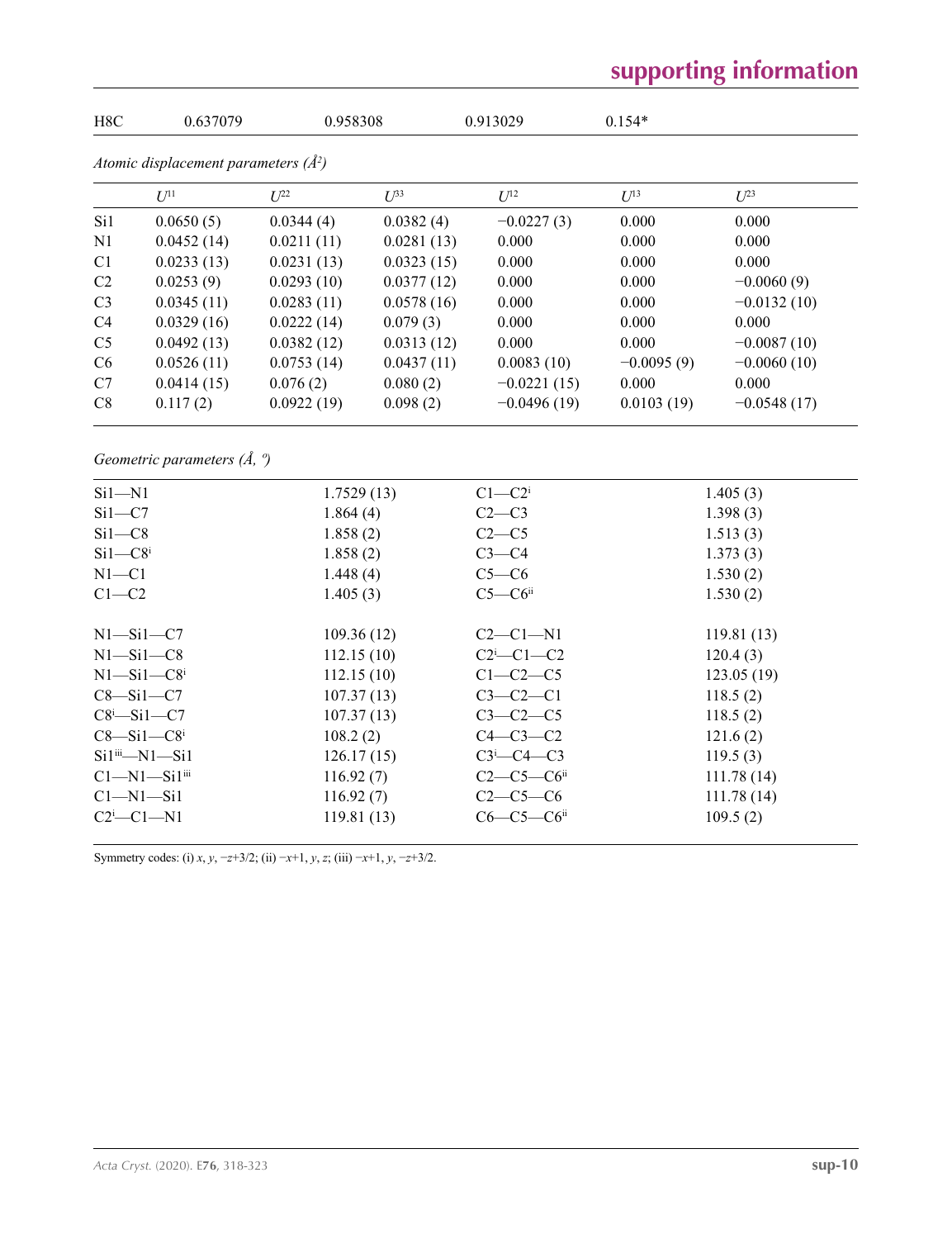| | | | | |
|---|---|---|---|---|
| H8C | 0.637079 | 0.958308 | 0.913029 | 0.154* |

*Atomic displacement parameters (Å²)*

| | $U^{11}$ | $U^{22}$ | $U^{33}$ | $U^{12}$ | $U^{13}$ | $U^{23}$ |
|---|---|---|---|---|---|---|
| Si1 | 0.0650 (5) | 0.0344 (4) | 0.0382 (4) | −0.0227 (3) | 0.000 | 0.000 |
| N1 | 0.0452 (14) | 0.0211 (11) | 0.0281 (13) | 0.000 | 0.000 | 0.000 |
| C1 | 0.0233 (13) | 0.0231 (13) | 0.0323 (15) | 0.000 | 0.000 | 0.000 |
| C2 | 0.0253 (9) | 0.0293 (10) | 0.0377 (12) | 0.000 | 0.000 | −0.0060 (9) |
| C3 | 0.0345 (11) | 0.0283 (11) | 0.0578 (16) | 0.000 | 0.000 | −0.0132 (10) |
| C4 | 0.0329 (16) | 0.0222 (14) | 0.079 (3) | 0.000 | 0.000 | 0.000 |
| C5 | 0.0492 (13) | 0.0382 (12) | 0.0313 (12) | 0.000 | 0.000 | −0.0087 (10) |
| C6 | 0.0526 (11) | 0.0753 (14) | 0.0437 (11) | 0.0083 (10) | −0.0095 (9) | −0.0060 (10) |
| C7 | 0.0414 (15) | 0.076 (2) | 0.080 (2) | −0.0221 (15) | 0.000 | 0.000 |
| C8 | 0.117 (2) | 0.0922 (19) | 0.098 (2) | −0.0496 (19) | 0.0103 (19) | −0.0548 (17) |

*Geometric parameters (Å, º)*

| | | | |
|---|---|---|---|
| Si1—N1 | 1.7529 (13) | C1—C2$^{i}$ | 1.405 (3) |
| Si1—C7 | 1.864 (4) | C2—C3 | 1.398 (3) |
| Si1—C8 | 1.858 (2) | C2—C5 | 1.513 (3) |
| Si1—C8$^{i}$ | 1.858 (2) | C3—C4 | 1.373 (3) |
| N1—C1 | 1.448 (4) | C5—C6 | 1.530 (2) |
| C1—C2 | 1.405 (3) | C5—C6$^{ii}$ | 1.530 (2) |
| | | | |
| N1—Si1—C7 | 109.36 (12) | C2—C1—N1 | 119.81 (13) |
| N1—Si1—C8 | 112.15 (10) | C2$^{i}$—C1—C2 | 120.4 (3) |
| N1—Si1—C8$^{i}$ | 112.15 (10) | C1—C2—C5 | 123.05 (19) |
| C8—Si1—C7 | 107.37 (13) | C3—C2—C1 | 118.5 (2) |
| C8$^{i}$—Si1—C7 | 107.37 (13) | C3—C2—C5 | 118.5 (2) |
| C8—Si1—C8$^{i}$ | 108.2 (2) | C4—C3—C2 | 121.6 (2) |
| Si1$^{iii}$—N1—Si1 | 126.17 (15) | C3$^{i}$—C4—C3 | 119.5 (3) |
| C1—N1—Si1$^{iii}$ | 116.92 (7) | C2—C5—C6$^{ii}$ | 111.78 (14) |
| C1—N1—Si1 | 116.92 (7) | C2—C5—C6 | 111.78 (14) |
| C2$^{i}$—C1—N1 | 119.81 (13) | C6—C5—C6$^{ii}$ | 109.5 (2) |

Symmetry codes: (i) $x, y, -z+3/2$; (ii) $-x+1, y, z$; (iii) $-x+1, y, -z+3/2$.